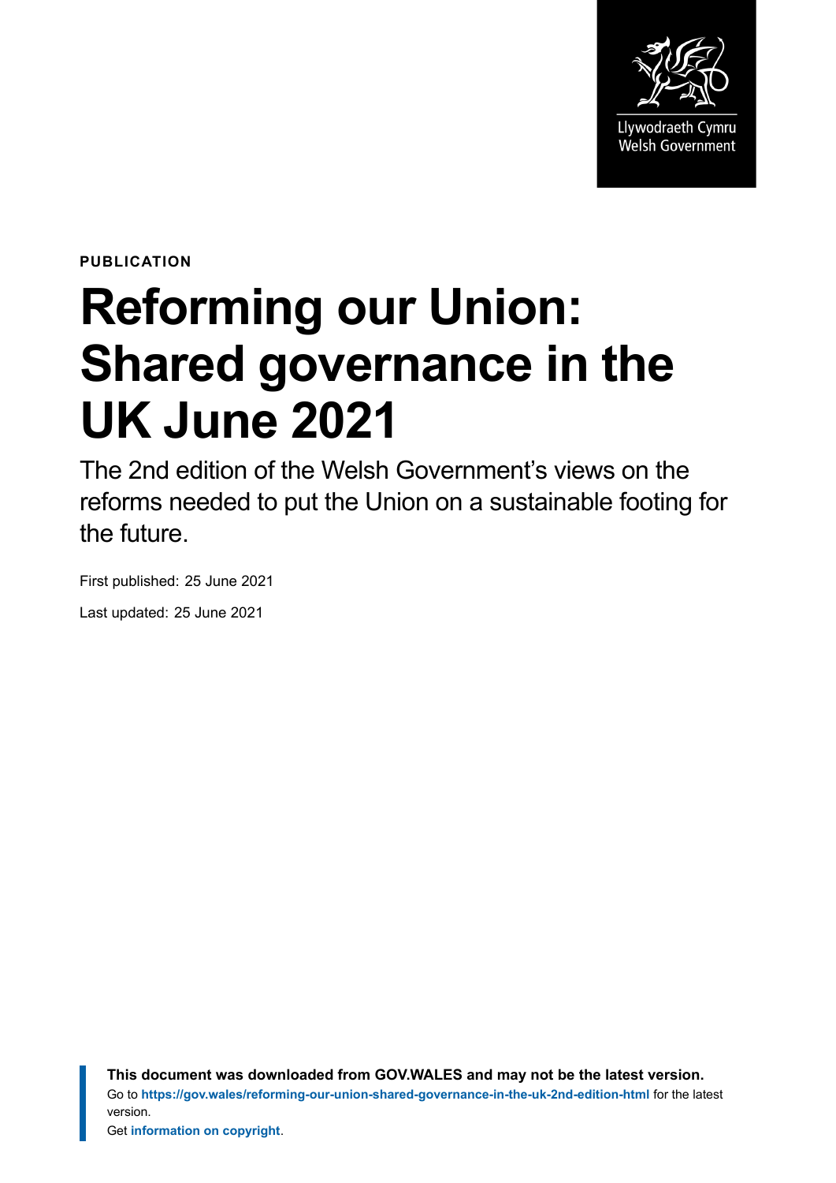Llywodraeth Cymru
Welsh Government

PUBLICATION

# Reforming our Union: Shared governance in the UK June 2021

The 2nd edition of the Welsh Government's views on the reforms needed to put the Union on a sustainable footing for the future.

First published: 25 June 2021

Last updated: 25 June 2021

**This document was downloaded from GOV.WALES and may not be the latest version.**
Go to **https://gov.wales/reforming-our-union-shared-governance-in-the-uk-2nd-edition-html** for the latest version.
Get **information on copyright**.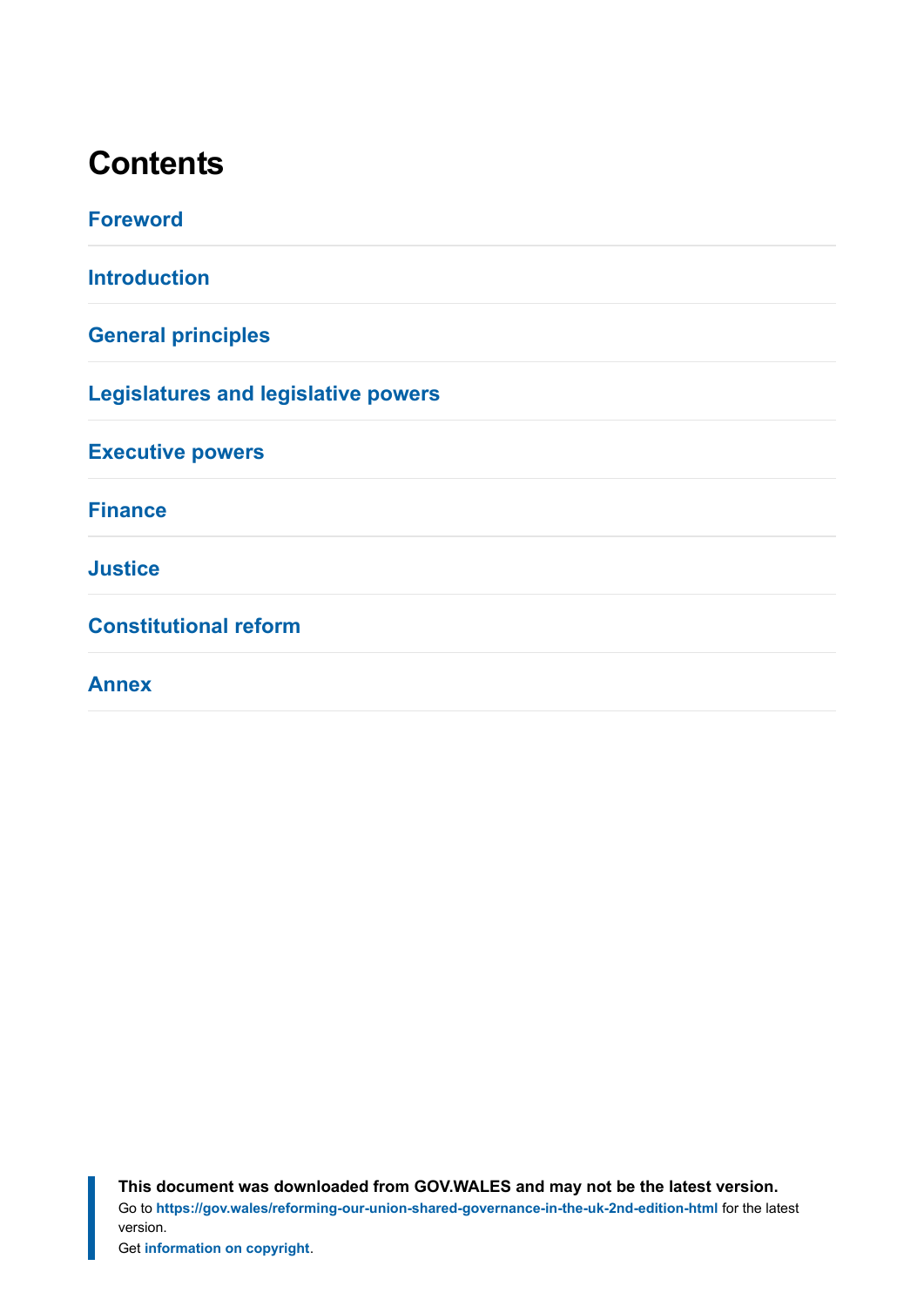# Contents

Foreword

Introduction

General principles

Legislatures and legislative powers

Executive powers

Finance

Justice

Constitutional reform

Annex

**This document was downloaded from GOV.WALES and may not be the latest version.**
Go to **https://gov.wales/reforming-our-union-shared-governance-in-the-uk-2nd-edition-html** for the latest version.
Get **information on copyright**.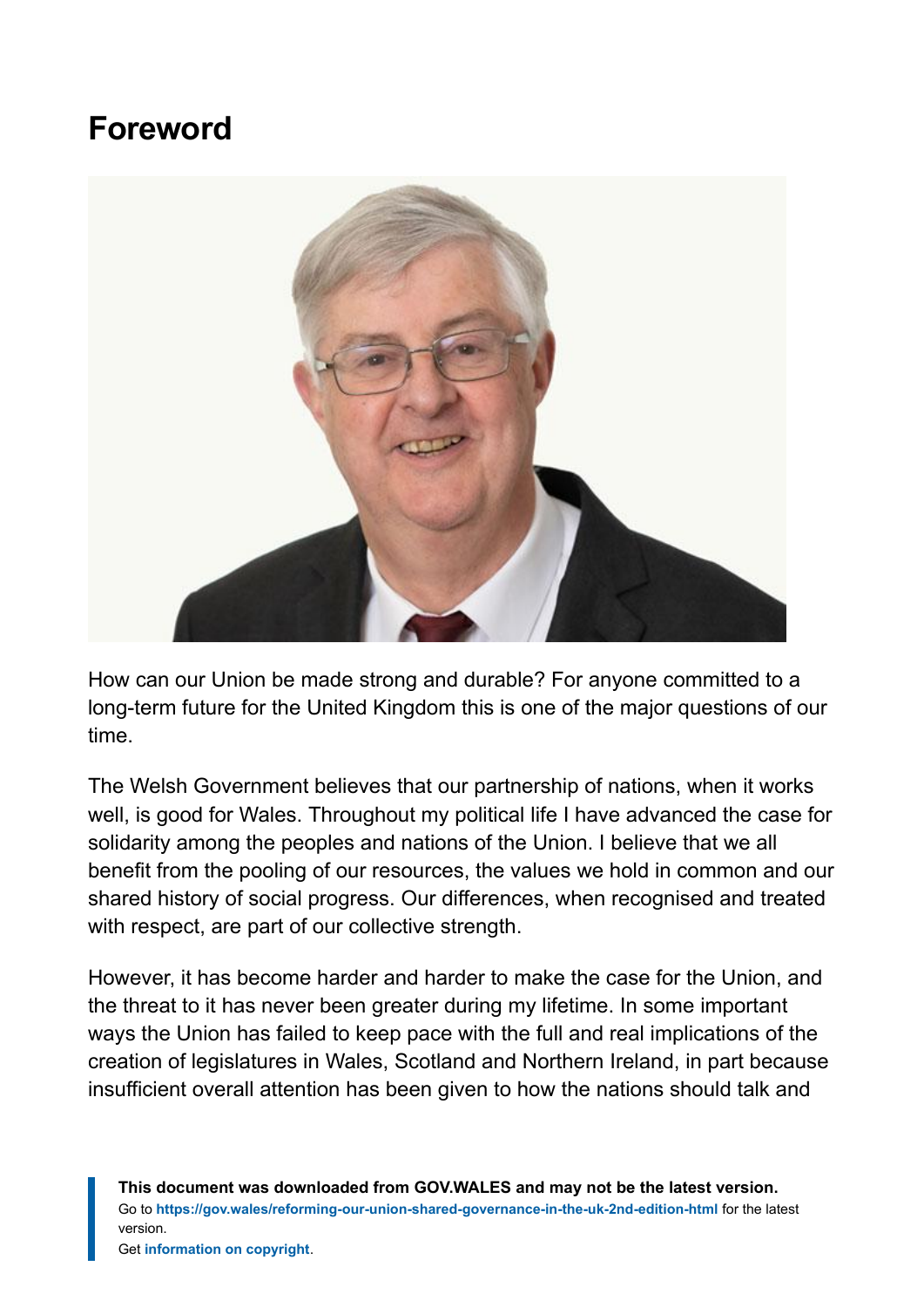# Foreword

How can our Union be made strong and durable? For anyone committed to a long-term future for the United Kingdom this is one of the major questions of our time.

The Welsh Government believes that our partnership of nations, when it works well, is good for Wales. Throughout my political life I have advanced the case for solidarity among the peoples and nations of the Union. I believe that we all benefit from the pooling of our resources, the values we hold in common and our shared history of social progress. Our differences, when recognised and treated with respect, are part of our collective strength.

However, it has become harder and harder to make the case for the Union, and the threat to it has never been greater during my lifetime. In some important ways the Union has failed to keep pace with the full and real implications of the creation of legislatures in Wales, Scotland and Northern Ireland, in part because insufficient overall attention has been given to how the nations should talk and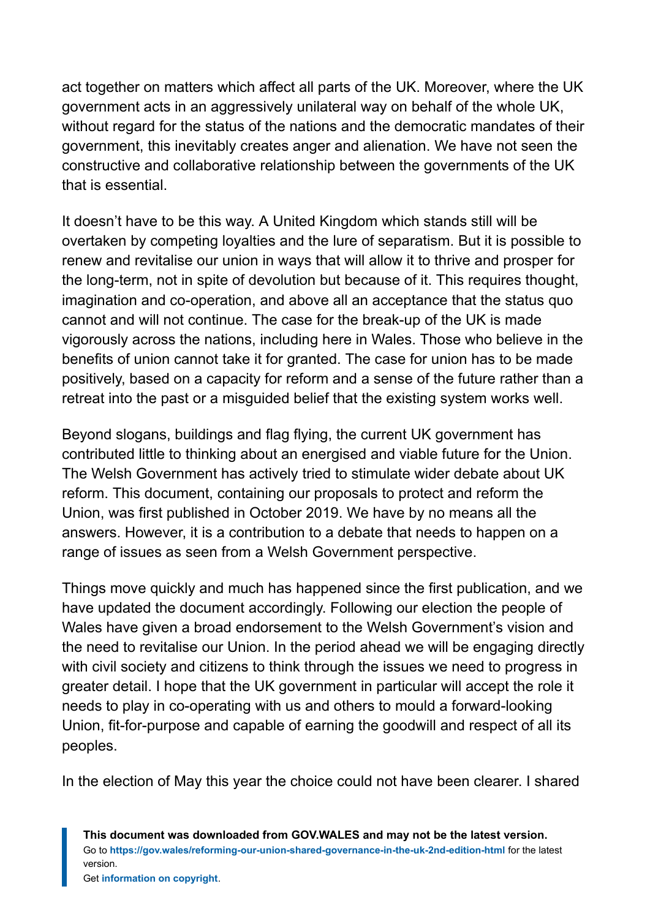act together on matters which affect all parts of the UK. Moreover, where the UK government acts in an aggressively unilateral way on behalf of the whole UK, without regard for the status of the nations and the democratic mandates of their government, this inevitably creates anger and alienation. We have not seen the constructive and collaborative relationship between the governments of the UK that is essential.

It doesn't have to be this way. A United Kingdom which stands still will be overtaken by competing loyalties and the lure of separatism. But it is possible to renew and revitalise our union in ways that will allow it to thrive and prosper for the long-term, not in spite of devolution but because of it. This requires thought, imagination and co-operation, and above all an acceptance that the status quo cannot and will not continue. The case for the break-up of the UK is made vigorously across the nations, including here in Wales. Those who believe in the benefits of union cannot take it for granted. The case for union has to be made positively, based on a capacity for reform and a sense of the future rather than a retreat into the past or a misguided belief that the existing system works well.

Beyond slogans, buildings and flag flying, the current UK government has contributed little to thinking about an energised and viable future for the Union. The Welsh Government has actively tried to stimulate wider debate about UK reform. This document, containing our proposals to protect and reform the Union, was first published in October 2019. We have by no means all the answers. However, it is a contribution to a debate that needs to happen on a range of issues as seen from a Welsh Government perspective.

Things move quickly and much has happened since the first publication, and we have updated the document accordingly. Following our election the people of Wales have given a broad endorsement to the Welsh Government's vision and the need to revitalise our Union. In the period ahead we will be engaging directly with civil society and citizens to think through the issues we need to progress in greater detail. I hope that the UK government in particular will accept the role it needs to play in co-operating with us and others to mould a forward-looking Union, fit-for-purpose and capable of earning the goodwill and respect of all its peoples.

In the election of May this year the choice could not have been clearer. I shared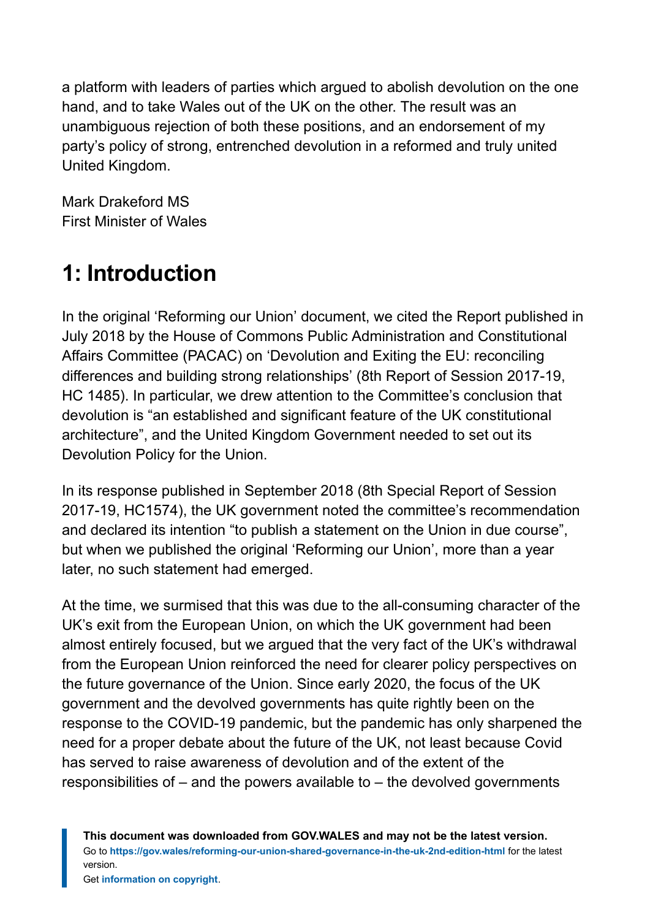a platform with leaders of parties which argued to abolish devolution on the one hand, and to take Wales out of the UK on the other. The result was an unambiguous rejection of both these positions, and an endorsement of my party's policy of strong, entrenched devolution in a reformed and truly united United Kingdom.

Mark Drakeford MS
First Minister of Wales

## 1: Introduction

In the original 'Reforming our Union' document, we cited the Report published in July 2018 by the House of Commons Public Administration and Constitutional Affairs Committee (PACAC) on 'Devolution and Exiting the EU: reconciling differences and building strong relationships' (8th Report of Session 2017-19, HC 1485). In particular, we drew attention to the Committee's conclusion that devolution is "an established and significant feature of the UK constitutional architecture", and the United Kingdom Government needed to set out its Devolution Policy for the Union.

In its response published in September 2018 (8th Special Report of Session 2017-19, HC1574), the UK government noted the committee's recommendation and declared its intention "to publish a statement on the Union in due course", but when we published the original 'Reforming our Union', more than a year later, no such statement had emerged.

At the time, we surmised that this was due to the all-consuming character of the UK's exit from the European Union, on which the UK government had been almost entirely focused, but we argued that the very fact of the UK's withdrawal from the European Union reinforced the need for clearer policy perspectives on the future governance of the Union. Since early 2020, the focus of the UK government and the devolved governments has quite rightly been on the response to the COVID-19 pandemic, but the pandemic has only sharpened the need for a proper debate about the future of the UK, not least because Covid has served to raise awareness of devolution and of the extent of the responsibilities of – and the powers available to – the devolved governments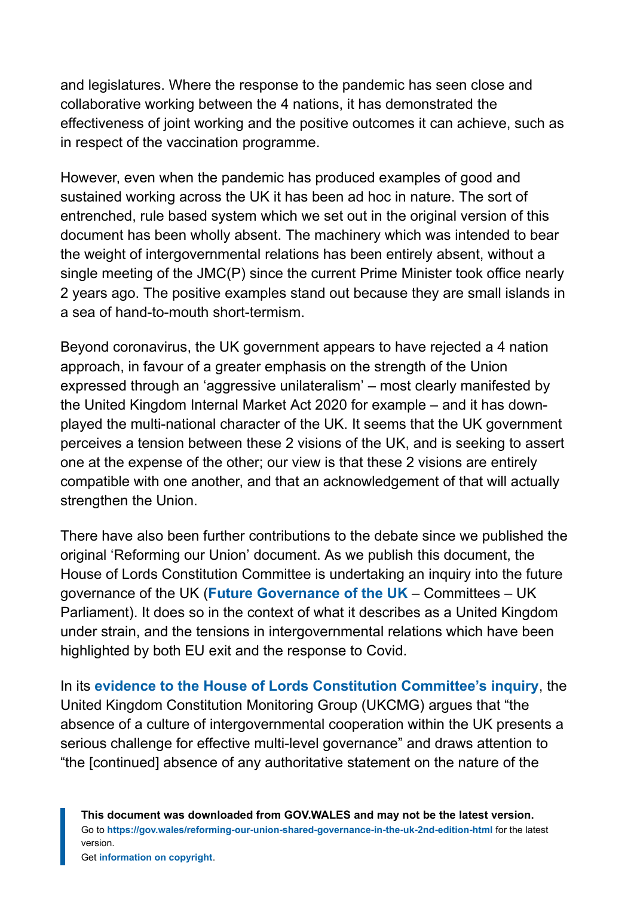and legislatures. Where the response to the pandemic has seen close and collaborative working between the 4 nations, it has demonstrated the effectiveness of joint working and the positive outcomes it can achieve, such as in respect of the vaccination programme.

However, even when the pandemic has produced examples of good and sustained working across the UK it has been ad hoc in nature. The sort of entrenched, rule based system which we set out in the original version of this document has been wholly absent. The machinery which was intended to bear the weight of intergovernmental relations has been entirely absent, without a single meeting of the JMC(P) since the current Prime Minister took office nearly 2 years ago. The positive examples stand out because they are small islands in a sea of hand-to-mouth short-termism.

Beyond coronavirus, the UK government appears to have rejected a 4 nation approach, in favour of a greater emphasis on the strength of the Union expressed through an 'aggressive unilateralism' – most clearly manifested by the United Kingdom Internal Market Act 2020 for example – and it has down-played the multi-national character of the UK. It seems that the UK government perceives a tension between these 2 visions of the UK, and is seeking to assert one at the expense of the other; our view is that these 2 visions are entirely compatible with one another, and that an acknowledgement of that will actually strengthen the Union.

There have also been further contributions to the debate since we published the original 'Reforming our Union' document. As we publish this document, the House of Lords Constitution Committee is undertaking an inquiry into the future governance of the UK (**Future Governance of the UK** – Committees – UK Parliament). It does so in the context of what it describes as a United Kingdom under strain, and the tensions in intergovernmental relations which have been highlighted by both EU exit and the response to Covid.

In its **evidence to the House of Lords Constitution Committee's inquiry**, the United Kingdom Constitution Monitoring Group (UKCMG) argues that "the absence of a culture of intergovernmental cooperation within the UK presents a serious challenge for effective multi-level governance" and draws attention to "the [continued] absence of any authoritative statement on the nature of the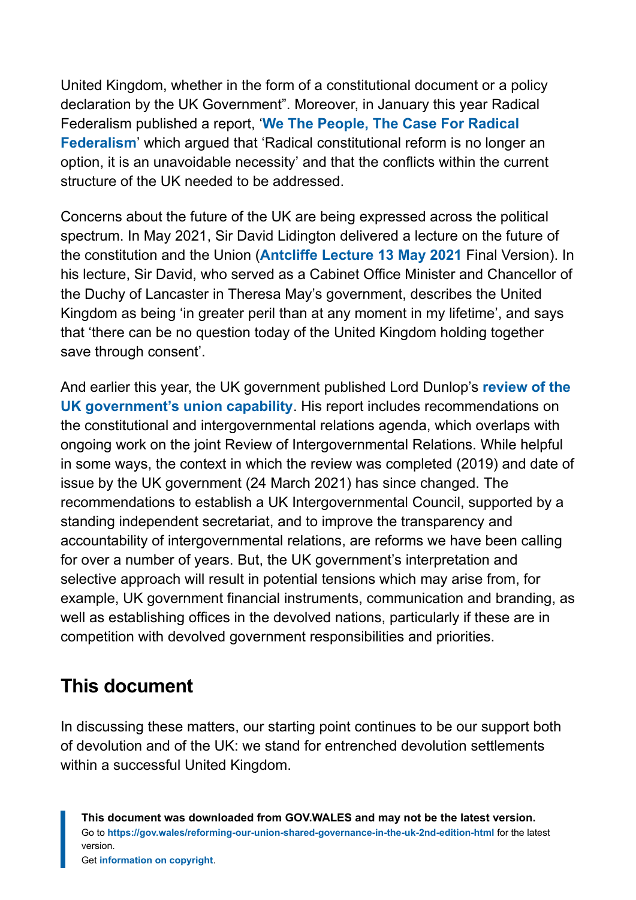United Kingdom, whether in the form of a constitutional document or a policy declaration by the UK Government". Moreover, in January this year Radical Federalism published a report, '**We The People, The Case For Radical Federalism**' which argued that 'Radical constitutional reform is no longer an option, it is an unavoidable necessity' and that the conflicts within the current structure of the UK needed to be addressed.

Concerns about the future of the UK are being expressed across the political spectrum. In May 2021, Sir David Lidington delivered a lecture on the future of the constitution and the Union (**Antcliffe Lecture 13 May 2021** Final Version). In his lecture, Sir David, who served as a Cabinet Office Minister and Chancellor of the Duchy of Lancaster in Theresa May's government, describes the United Kingdom as being 'in greater peril than at any moment in my lifetime', and says that 'there can be no question today of the United Kingdom holding together save through consent'.

And earlier this year, the UK government published Lord Dunlop's **review of the UK government's union capability**. His report includes recommendations on the constitutional and intergovernmental relations agenda, which overlaps with ongoing work on the joint Review of Intergovernmental Relations. While helpful in some ways, the context in which the review was completed (2019) and date of issue by the UK government (24 March 2021) has since changed. The recommendations to establish a UK Intergovernmental Council, supported by a standing independent secretariat, and to improve the transparency and accountability of intergovernmental relations, are reforms we have been calling for over a number of years. But, the UK government's interpretation and selective approach will result in potential tensions which may arise from, for example, UK government financial instruments, communication and branding, as well as establishing offices in the devolved nations, particularly if these are in competition with devolved government responsibilities and priorities.

## This document

In discussing these matters, our starting point continues to be our support both of devolution and of the UK: we stand for entrenched devolution settlements within a successful United Kingdom.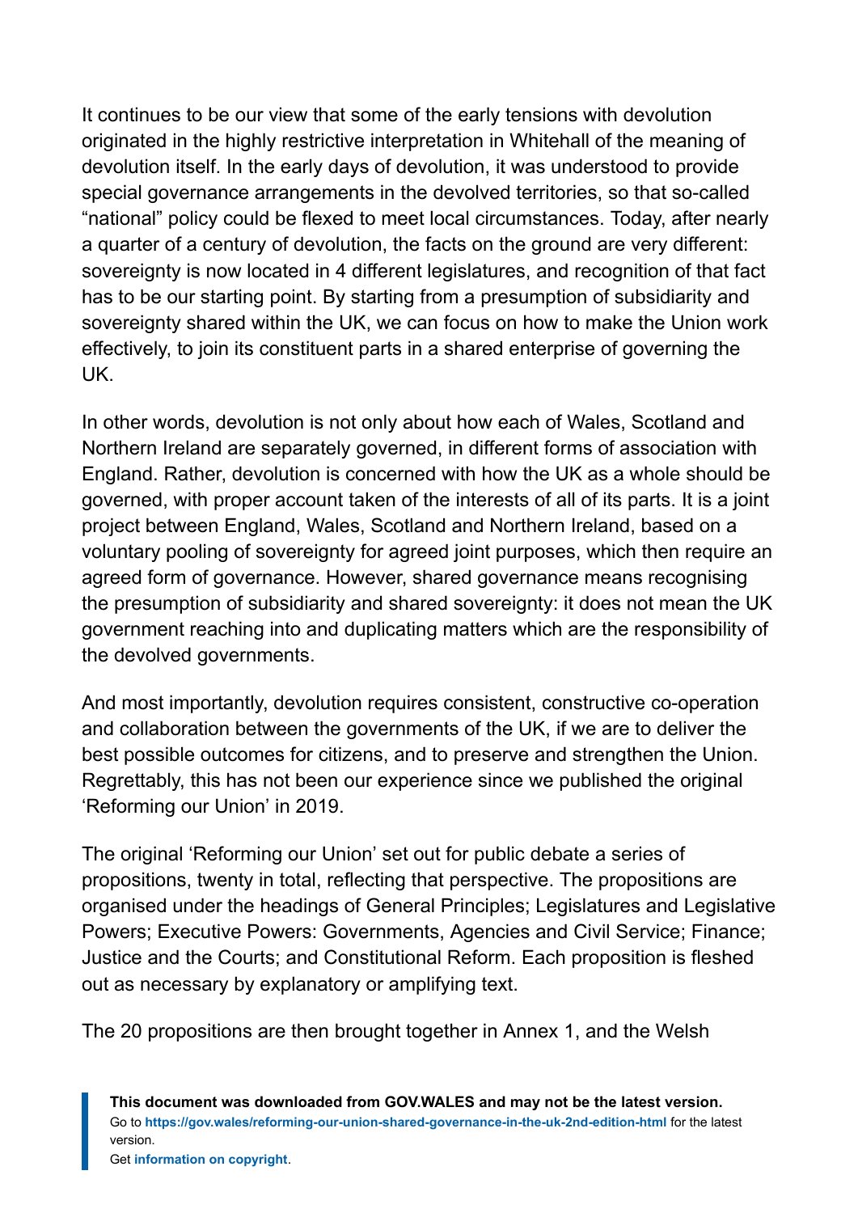It continues to be our view that some of the early tensions with devolution originated in the highly restrictive interpretation in Whitehall of the meaning of devolution itself. In the early days of devolution, it was understood to provide special governance arrangements in the devolved territories, so that so-called "national" policy could be flexed to meet local circumstances. Today, after nearly a quarter of a century of devolution, the facts on the ground are very different: sovereignty is now located in 4 different legislatures, and recognition of that fact has to be our starting point. By starting from a presumption of subsidiarity and sovereignty shared within the UK, we can focus on how to make the Union work effectively, to join its constituent parts in a shared enterprise of governing the UK.

In other words, devolution is not only about how each of Wales, Scotland and Northern Ireland are separately governed, in different forms of association with England. Rather, devolution is concerned with how the UK as a whole should be governed, with proper account taken of the interests of all of its parts. It is a joint project between England, Wales, Scotland and Northern Ireland, based on a voluntary pooling of sovereignty for agreed joint purposes, which then require an agreed form of governance. However, shared governance means recognising the presumption of subsidiarity and shared sovereignty: it does not mean the UK government reaching into and duplicating matters which are the responsibility of the devolved governments.

And most importantly, devolution requires consistent, constructive co-operation and collaboration between the governments of the UK, if we are to deliver the best possible outcomes for citizens, and to preserve and strengthen the Union. Regrettably, this has not been our experience since we published the original 'Reforming our Union' in 2019.

The original 'Reforming our Union' set out for public debate a series of propositions, twenty in total, reflecting that perspective. The propositions are organised under the headings of General Principles; Legislatures and Legislative Powers; Executive Powers: Governments, Agencies and Civil Service; Finance; Justice and the Courts; and Constitutional Reform. Each proposition is fleshed out as necessary by explanatory or amplifying text.

The 20 propositions are then brought together in Annex 1, and the Welsh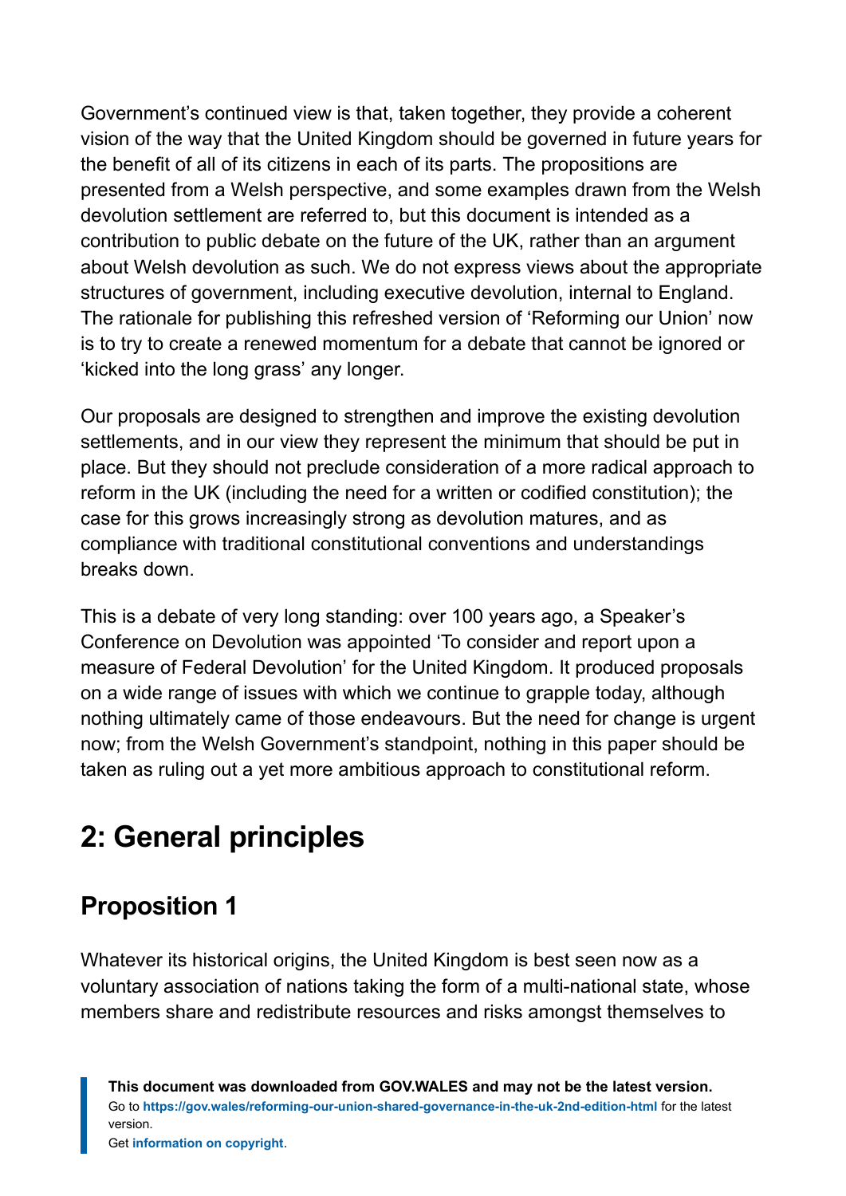Government's continued view is that, taken together, they provide a coherent vision of the way that the United Kingdom should be governed in future years for the benefit of all of its citizens in each of its parts. The propositions are presented from a Welsh perspective, and some examples drawn from the Welsh devolution settlement are referred to, but this document is intended as a contribution to public debate on the future of the UK, rather than an argument about Welsh devolution as such. We do not express views about the appropriate structures of government, including executive devolution, internal to England. The rationale for publishing this refreshed version of 'Reforming our Union' now is to try to create a renewed momentum for a debate that cannot be ignored or 'kicked into the long grass' any longer.

Our proposals are designed to strengthen and improve the existing devolution settlements, and in our view they represent the minimum that should be put in place. But they should not preclude consideration of a more radical approach to reform in the UK (including the need for a written or codified constitution); the case for this grows increasingly strong as devolution matures, and as compliance with traditional constitutional conventions and understandings breaks down.

This is a debate of very long standing: over 100 years ago, a Speaker's Conference on Devolution was appointed 'To consider and report upon a measure of Federal Devolution' for the United Kingdom. It produced proposals on a wide range of issues with which we continue to grapple today, although nothing ultimately came of those endeavours. But the need for change is urgent now; from the Welsh Government's standpoint, nothing in this paper should be taken as ruling out a yet more ambitious approach to constitutional reform.

## 2: General principles

### Proposition 1

Whatever its historical origins, the United Kingdom is best seen now as a voluntary association of nations taking the form of a multi-national state, whose members share and redistribute resources and risks amongst themselves to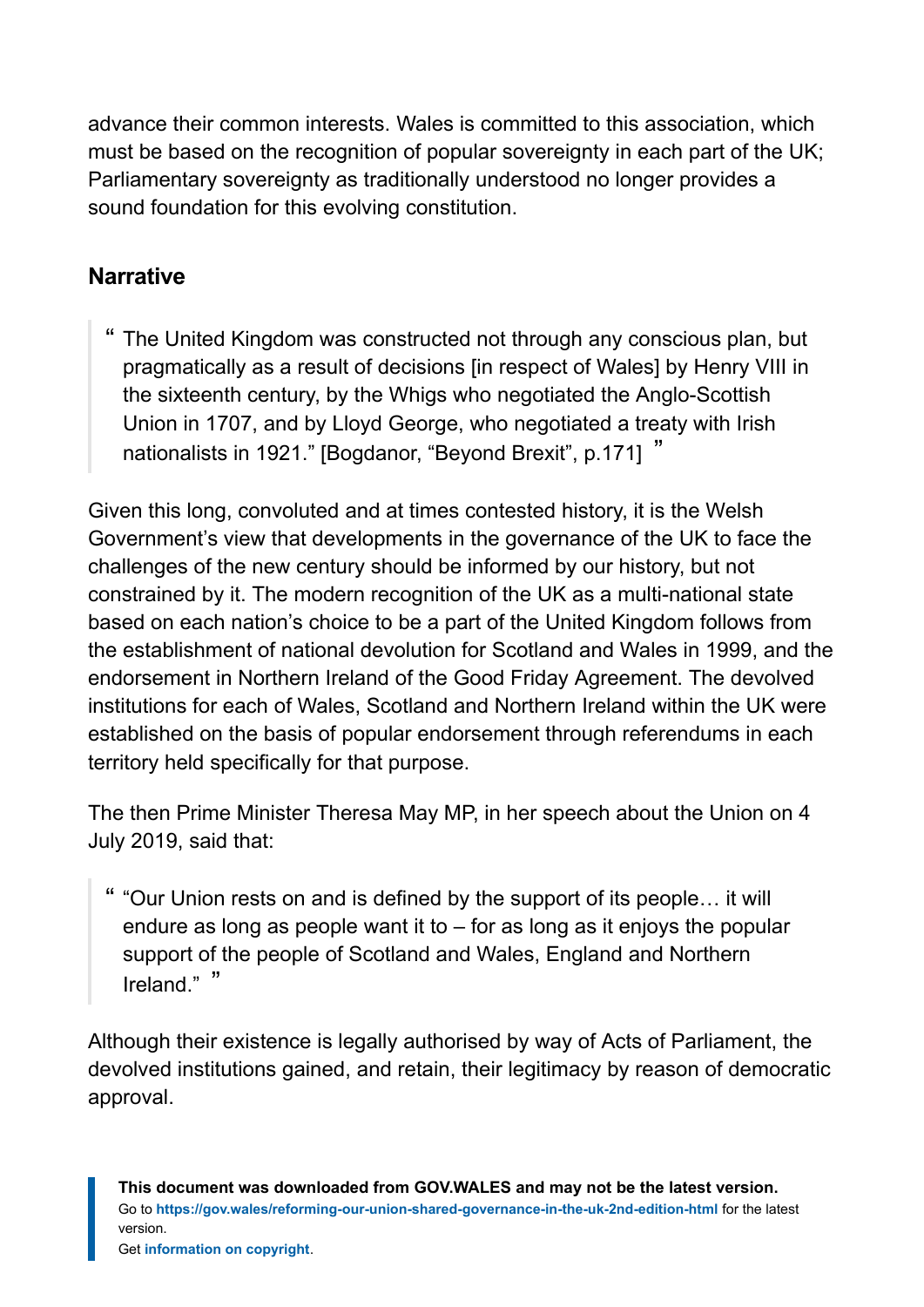advance their common interests. Wales is committed to this association, which must be based on the recognition of popular sovereignty in each part of the UK; Parliamentary sovereignty as traditionally understood no longer provides a sound foundation for this evolving constitution.

## Narrative

> "The United Kingdom was constructed not through any conscious plan, but pragmatically as a result of decisions [in respect of Wales] by Henry VIII in the sixteenth century, by the Whigs who negotiated the Anglo-Scottish Union in 1707, and by Lloyd George, who negotiated a treaty with Irish nationalists in 1921." [Bogdanor, "Beyond Brexit", p.171]

Given this long, convoluted and at times contested history, it is the Welsh Government's view that developments in the governance of the UK to face the challenges of the new century should be informed by our history, but not constrained by it. The modern recognition of the UK as a multi-national state based on each nation's choice to be a part of the United Kingdom follows from the establishment of national devolution for Scotland and Wales in 1999, and the endorsement in Northern Ireland of the Good Friday Agreement. The devolved institutions for each of Wales, Scotland and Northern Ireland within the UK were established on the basis of popular endorsement through referendums in each territory held specifically for that purpose.

The then Prime Minister Theresa May MP, in her speech about the Union on 4 July 2019, said that:

> "Our Union rests on and is defined by the support of its people… it will endure as long as people want it to – for as long as it enjoys the popular support of the people of Scotland and Wales, England and Northern Ireland."

Although their existence is legally authorised by way of Acts of Parliament, the devolved institutions gained, and retain, their legitimacy by reason of democratic approval.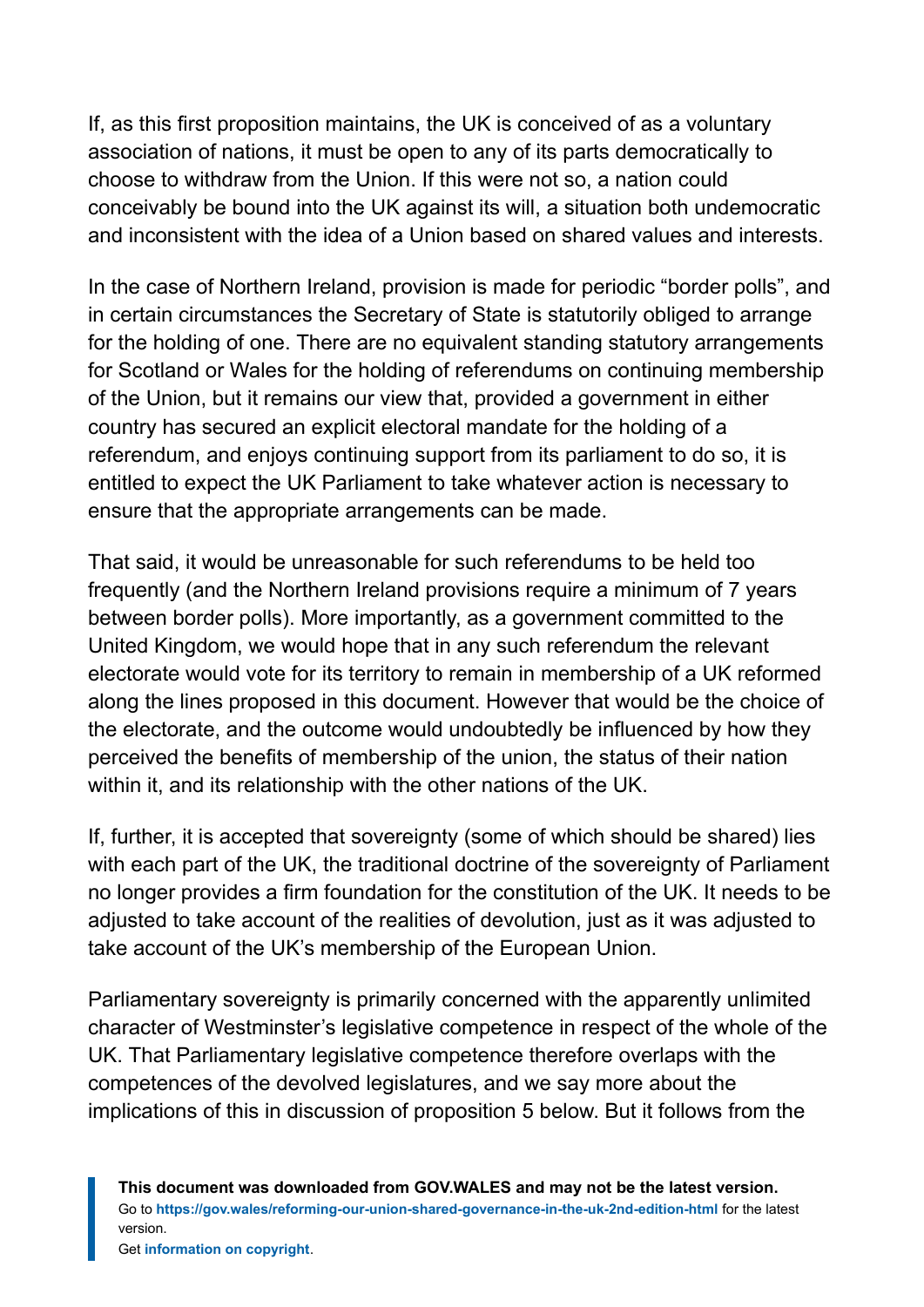If, as this first proposition maintains, the UK is conceived of as a voluntary association of nations, it must be open to any of its parts democratically to choose to withdraw from the Union. If this were not so, a nation could conceivably be bound into the UK against its will, a situation both undemocratic and inconsistent with the idea of a Union based on shared values and interests.

In the case of Northern Ireland, provision is made for periodic "border polls", and in certain circumstances the Secretary of State is statutorily obliged to arrange for the holding of one. There are no equivalent standing statutory arrangements for Scotland or Wales for the holding of referendums on continuing membership of the Union, but it remains our view that, provided a government in either country has secured an explicit electoral mandate for the holding of a referendum, and enjoys continuing support from its parliament to do so, it is entitled to expect the UK Parliament to take whatever action is necessary to ensure that the appropriate arrangements can be made.

That said, it would be unreasonable for such referendums to be held too frequently (and the Northern Ireland provisions require a minimum of 7 years between border polls). More importantly, as a government committed to the United Kingdom, we would hope that in any such referendum the relevant electorate would vote for its territory to remain in membership of a UK reformed along the lines proposed in this document. However that would be the choice of the electorate, and the outcome would undoubtedly be influenced by how they perceived the benefits of membership of the union, the status of their nation within it, and its relationship with the other nations of the UK.

If, further, it is accepted that sovereignty (some of which should be shared) lies with each part of the UK, the traditional doctrine of the sovereignty of Parliament no longer provides a firm foundation for the constitution of the UK. It needs to be adjusted to take account of the realities of devolution, just as it was adjusted to take account of the UK's membership of the European Union.

Parliamentary sovereignty is primarily concerned with the apparently unlimited character of Westminster's legislative competence in respect of the whole of the UK. That Parliamentary legislative competence therefore overlaps with the competences of the devolved legislatures, and we say more about the implications of this in discussion of proposition 5 below. But it follows from the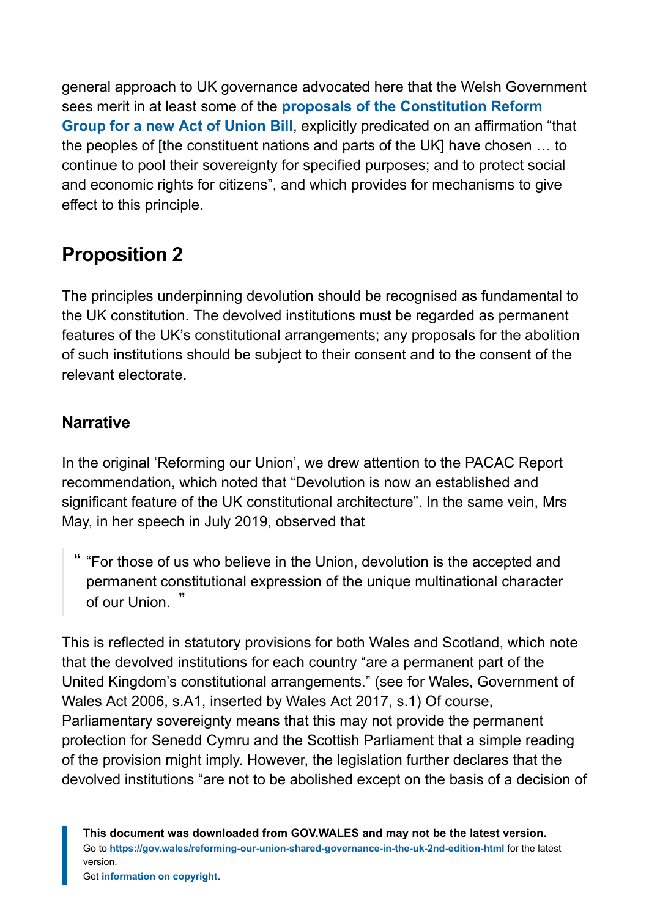general approach to UK governance advocated here that the Welsh Government sees merit in at least some of the **proposals of the Constitution Reform Group for a new Act of Union Bill**, explicitly predicated on an affirmation "that the peoples of [the constituent nations and parts of the UK] have chosen … to continue to pool their sovereignty for specified purposes; and to protect social and economic rights for citizens", and which provides for mechanisms to give effect to this principle.

## Proposition 2

The principles underpinning devolution should be recognised as fundamental to the UK constitution. The devolved institutions must be regarded as permanent features of the UK's constitutional arrangements; any proposals for the abolition of such institutions should be subject to their consent and to the consent of the relevant electorate.

### Narrative

In the original 'Reforming our Union', we drew attention to the PACAC Report recommendation, which noted that "Devolution is now an established and significant feature of the UK constitutional architecture". In the same vein, Mrs May, in her speech in July 2019, observed that

> "For those of us who believe in the Union, devolution is the accepted and permanent constitutional expression of the unique multinational character of our Union.

This is reflected in statutory provisions for both Wales and Scotland, which note that the devolved institutions for each country "are a permanent part of the United Kingdom's constitutional arrangements." (see for Wales, Government of Wales Act 2006, s.A1, inserted by Wales Act 2017, s.1) Of course, Parliamentary sovereignty means that this may not provide the permanent protection for Senedd Cymru and the Scottish Parliament that a simple reading of the provision might imply. However, the legislation further declares that the devolved institutions "are not to be abolished except on the basis of a decision of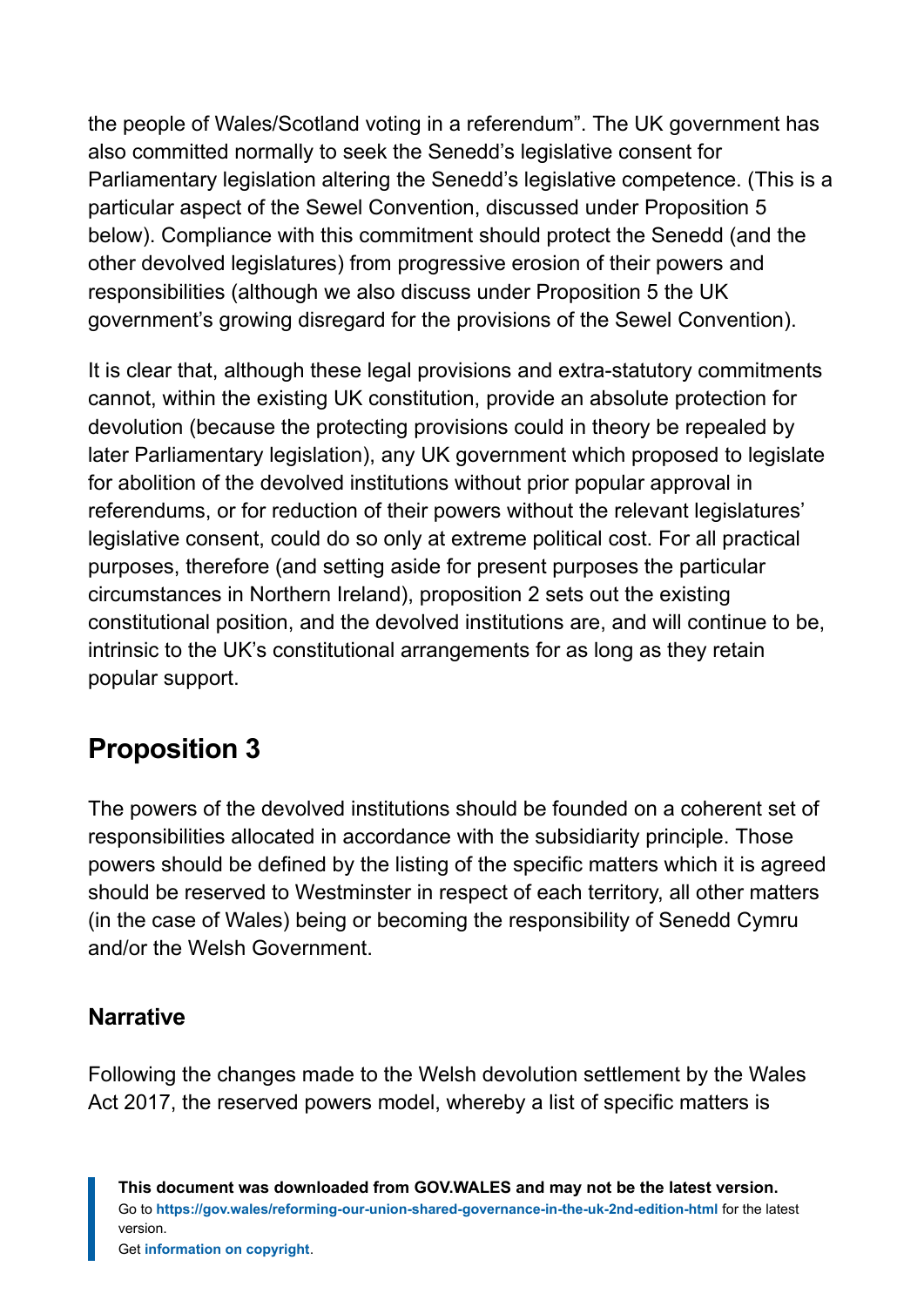the people of Wales/Scotland voting in a referendum". The UK government has also committed normally to seek the Senedd's legislative consent for Parliamentary legislation altering the Senedd's legislative competence. (This is a particular aspect of the Sewel Convention, discussed under Proposition 5 below). Compliance with this commitment should protect the Senedd (and the other devolved legislatures) from progressive erosion of their powers and responsibilities (although we also discuss under Proposition 5 the UK government's growing disregard for the provisions of the Sewel Convention).

It is clear that, although these legal provisions and extra-statutory commitments cannot, within the existing UK constitution, provide an absolute protection for devolution (because the protecting provisions could in theory be repealed by later Parliamentary legislation), any UK government which proposed to legislate for abolition of the devolved institutions without prior popular approval in referendums, or for reduction of their powers without the relevant legislatures' legislative consent, could do so only at extreme political cost. For all practical purposes, therefore (and setting aside for present purposes the particular circumstances in Northern Ireland), proposition 2 sets out the existing constitutional position, and the devolved institutions are, and will continue to be, intrinsic to the UK's constitutional arrangements for as long as they retain popular support.

## Proposition 3

The powers of the devolved institutions should be founded on a coherent set of responsibilities allocated in accordance with the subsidiarity principle. Those powers should be defined by the listing of the specific matters which it is agreed should be reserved to Westminster in respect of each territory, all other matters (in the case of Wales) being or becoming the responsibility of Senedd Cymru and/or the Welsh Government.

### Narrative

Following the changes made to the Welsh devolution settlement by the Wales Act 2017, the reserved powers model, whereby a list of specific matters is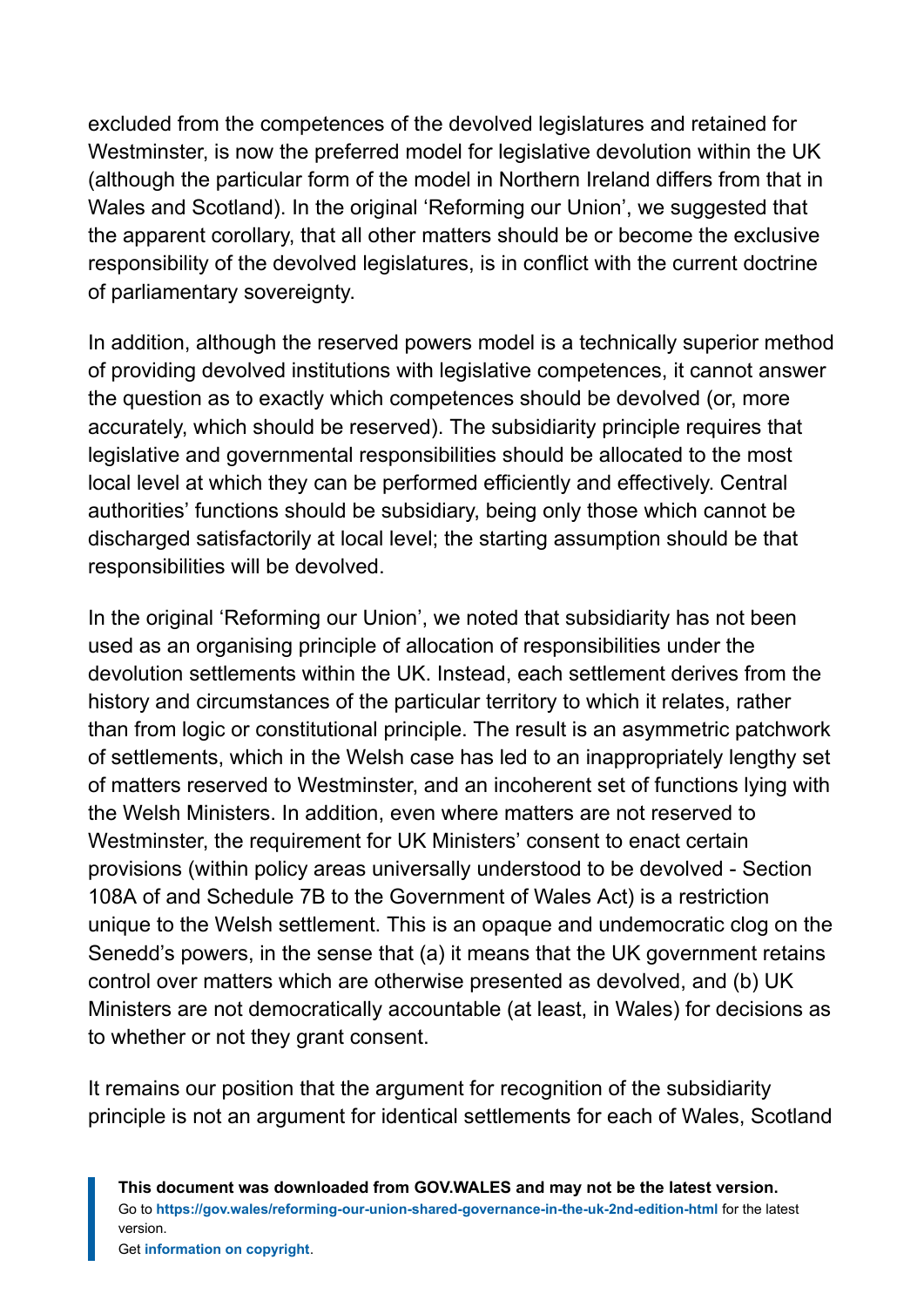excluded from the competences of the devolved legislatures and retained for Westminster, is now the preferred model for legislative devolution within the UK (although the particular form of the model in Northern Ireland differs from that in Wales and Scotland). In the original 'Reforming our Union', we suggested that the apparent corollary, that all other matters should be or become the exclusive responsibility of the devolved legislatures, is in conflict with the current doctrine of parliamentary sovereignty.

In addition, although the reserved powers model is a technically superior method of providing devolved institutions with legislative competences, it cannot answer the question as to exactly which competences should be devolved (or, more accurately, which should be reserved). The subsidiarity principle requires that legislative and governmental responsibilities should be allocated to the most local level at which they can be performed efficiently and effectively. Central authorities' functions should be subsidiary, being only those which cannot be discharged satisfactorily at local level; the starting assumption should be that responsibilities will be devolved.

In the original 'Reforming our Union', we noted that subsidiarity has not been used as an organising principle of allocation of responsibilities under the devolution settlements within the UK. Instead, each settlement derives from the history and circumstances of the particular territory to which it relates, rather than from logic or constitutional principle. The result is an asymmetric patchwork of settlements, which in the Welsh case has led to an inappropriately lengthy set of matters reserved to Westminster, and an incoherent set of functions lying with the Welsh Ministers. In addition, even where matters are not reserved to Westminster, the requirement for UK Ministers' consent to enact certain provisions (within policy areas universally understood to be devolved - Section 108A of and Schedule 7B to the Government of Wales Act) is a restriction unique to the Welsh settlement. This is an opaque and undemocratic clog on the Senedd's powers, in the sense that (a) it means that the UK government retains control over matters which are otherwise presented as devolved, and (b) UK Ministers are not democratically accountable (at least, in Wales) for decisions as to whether or not they grant consent.

It remains our position that the argument for recognition of the subsidiarity principle is not an argument for identical settlements for each of Wales, Scotland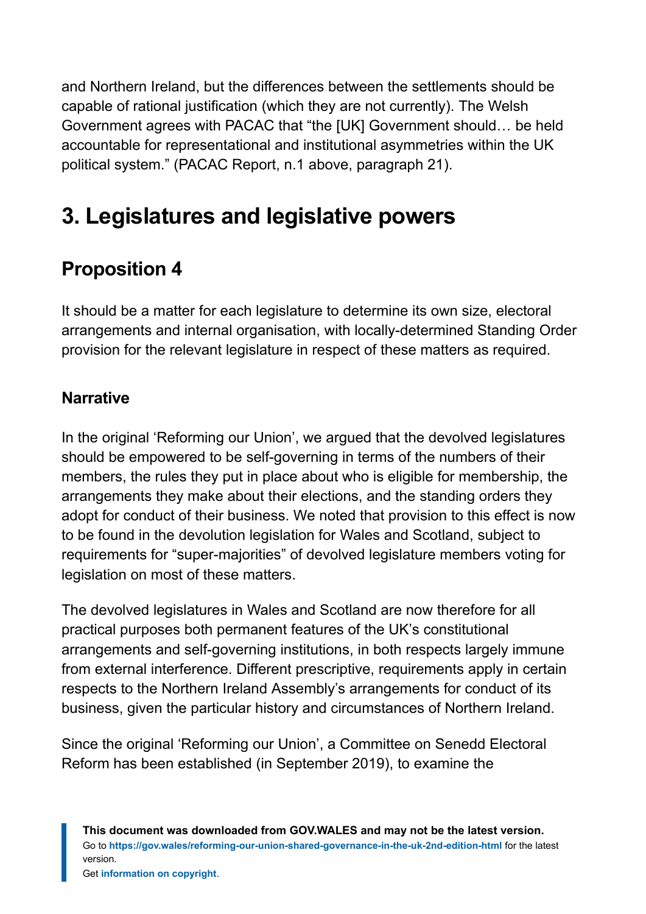and Northern Ireland, but the differences between the settlements should be capable of rational justification (which they are not currently). The Welsh Government agrees with PACAC that “the [UK] Government should… be held accountable for representational and institutional asymmetries within the UK political system.” (PACAC Report, n.1 above, paragraph 21).

# 3. Legislatures and legislative powers

## Proposition 4

It should be a matter for each legislature to determine its own size, electoral arrangements and internal organisation, with locally-determined Standing Order provision for the relevant legislature in respect of these matters as required.

### Narrative

In the original ‘Reforming our Union’, we argued that the devolved legislatures should be empowered to be self-governing in terms of the numbers of their members, the rules they put in place about who is eligible for membership, the arrangements they make about their elections, and the standing orders they adopt for conduct of their business. We noted that provision to this effect is now to be found in the devolution legislation for Wales and Scotland, subject to requirements for “super-majorities” of devolved legislature members voting for legislation on most of these matters.

The devolved legislatures in Wales and Scotland are now therefore for all practical purposes both permanent features of the UK’s constitutional arrangements and self-governing institutions, in both respects largely immune from external interference. Different prescriptive, requirements apply in certain respects to the Northern Ireland Assembly’s arrangements for conduct of its business, given the particular history and circumstances of Northern Ireland.

Since the original ‘Reforming our Union’, a Committee on Senedd Electoral Reform has been established (in September 2019), to examine the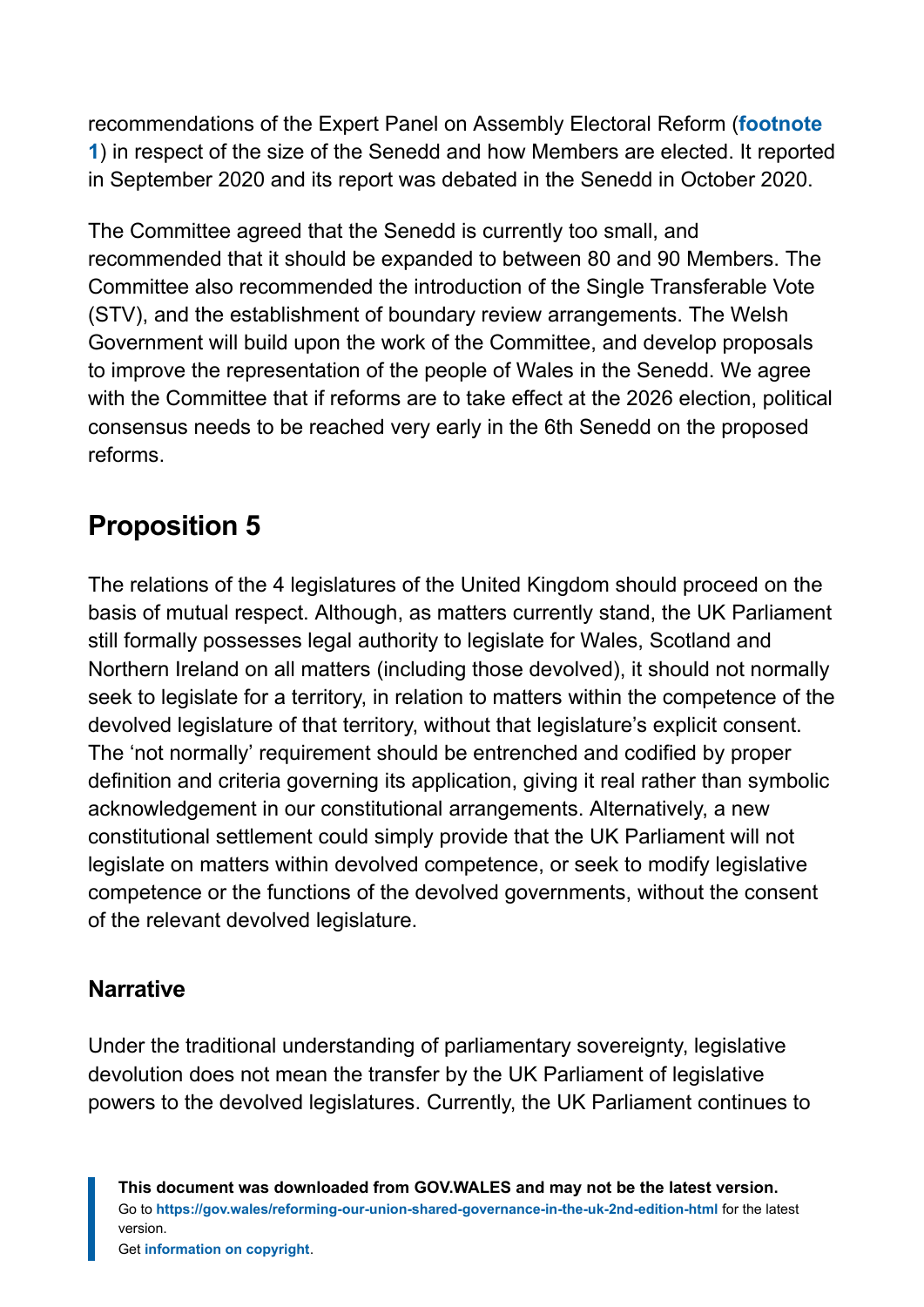recommendations of the Expert Panel on Assembly Electoral Reform (**footnote 1**) in respect of the size of the Senedd and how Members are elected. It reported in September 2020 and its report was debated in the Senedd in October 2020.

The Committee agreed that the Senedd is currently too small, and recommended that it should be expanded to between 80 and 90 Members. The Committee also recommended the introduction of the Single Transferable Vote (STV), and the establishment of boundary review arrangements. The Welsh Government will build upon the work of the Committee, and develop proposals to improve the representation of the people of Wales in the Senedd. We agree with the Committee that if reforms are to take effect at the 2026 election, political consensus needs to be reached very early in the 6th Senedd on the proposed reforms.

## Proposition 5

The relations of the 4 legislatures of the United Kingdom should proceed on the basis of mutual respect. Although, as matters currently stand, the UK Parliament still formally possesses legal authority to legislate for Wales, Scotland and Northern Ireland on all matters (including those devolved), it should not normally seek to legislate for a territory, in relation to matters within the competence of the devolved legislature of that territory, without that legislature's explicit consent. The 'not normally' requirement should be entrenched and codified by proper definition and criteria governing its application, giving it real rather than symbolic acknowledgement in our constitutional arrangements. Alternatively, a new constitutional settlement could simply provide that the UK Parliament will not legislate on matters within devolved competence, or seek to modify legislative competence or the functions of the devolved governments, without the consent of the relevant devolved legislature.

### Narrative

Under the traditional understanding of parliamentary sovereignty, legislative devolution does not mean the transfer by the UK Parliament of legislative powers to the devolved legislatures. Currently, the UK Parliament continues to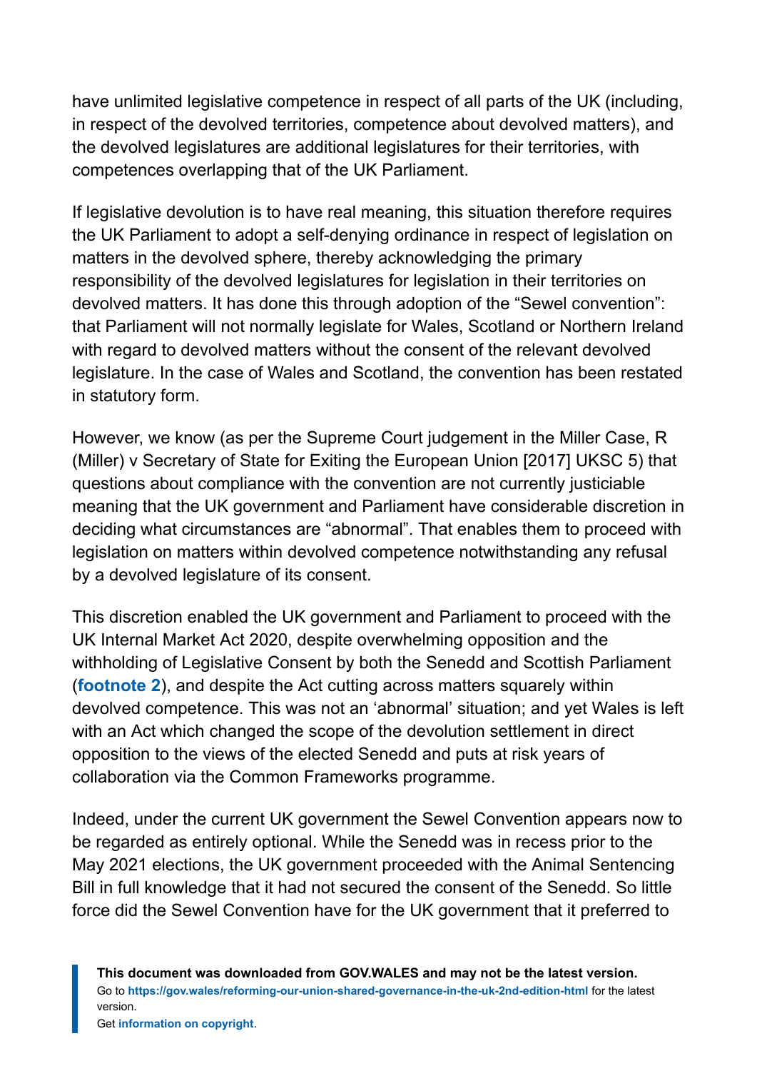have unlimited legislative competence in respect of all parts of the UK (including, in respect of the devolved territories, competence about devolved matters), and the devolved legislatures are additional legislatures for their territories, with competences overlapping that of the UK Parliament.

If legislative devolution is to have real meaning, this situation therefore requires the UK Parliament to adopt a self-denying ordinance in respect of legislation on matters in the devolved sphere, thereby acknowledging the primary responsibility of the devolved legislatures for legislation in their territories on devolved matters. It has done this through adoption of the "Sewel convention": that Parliament will not normally legislate for Wales, Scotland or Northern Ireland with regard to devolved matters without the consent of the relevant devolved legislature. In the case of Wales and Scotland, the convention has been restated in statutory form.

However, we know (as per the Supreme Court judgement in the Miller Case, R (Miller) v Secretary of State for Exiting the European Union [2017] UKSC 5) that questions about compliance with the convention are not currently justiciable meaning that the UK government and Parliament have considerable discretion in deciding what circumstances are "abnormal". That enables them to proceed with legislation on matters within devolved competence notwithstanding any refusal by a devolved legislature of its consent.

This discretion enabled the UK government and Parliament to proceed with the UK Internal Market Act 2020, despite overwhelming opposition and the withholding of Legislative Consent by both the Senedd and Scottish Parliament (**footnote 2**), and despite the Act cutting across matters squarely within devolved competence. This was not an 'abnormal' situation; and yet Wales is left with an Act which changed the scope of the devolution settlement in direct opposition to the views of the elected Senedd and puts at risk years of collaboration via the Common Frameworks programme.

Indeed, under the current UK government the Sewel Convention appears now to be regarded as entirely optional. While the Senedd was in recess prior to the May 2021 elections, the UK government proceeded with the Animal Sentencing Bill in full knowledge that it had not secured the consent of the Senedd. So little force did the Sewel Convention have for the UK government that it preferred to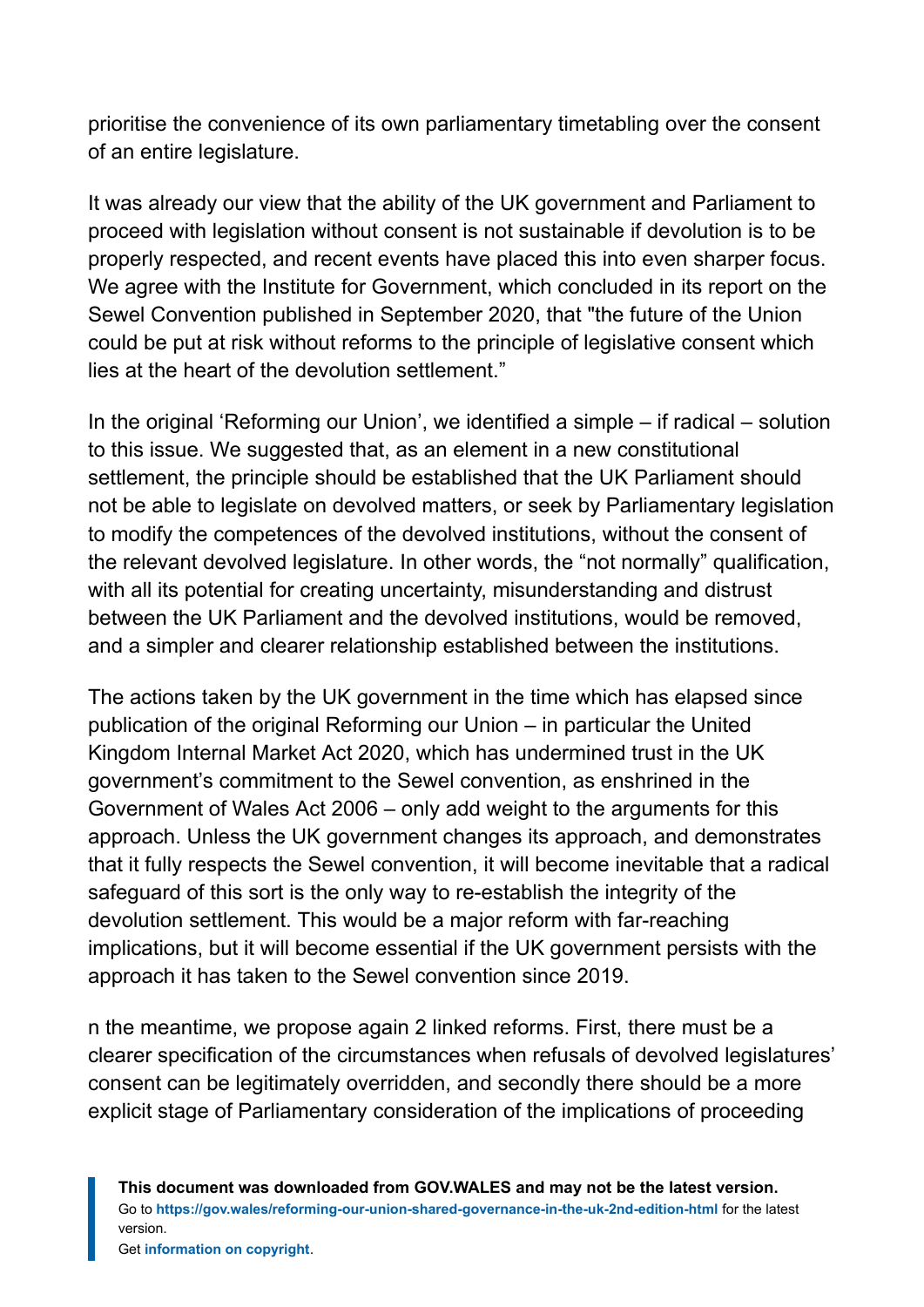prioritise the convenience of its own parliamentary timetabling over the consent of an entire legislature.

It was already our view that the ability of the UK government and Parliament to proceed with legislation without consent is not sustainable if devolution is to be properly respected, and recent events have placed this into even sharper focus. We agree with the Institute for Government, which concluded in its report on the Sewel Convention published in September 2020, that "the future of the Union could be put at risk without reforms to the principle of legislative consent which lies at the heart of the devolution settlement."

In the original 'Reforming our Union', we identified a simple – if radical – solution to this issue. We suggested that, as an element in a new constitutional settlement, the principle should be established that the UK Parliament should not be able to legislate on devolved matters, or seek by Parliamentary legislation to modify the competences of the devolved institutions, without the consent of the relevant devolved legislature. In other words, the "not normally" qualification, with all its potential for creating uncertainty, misunderstanding and distrust between the UK Parliament and the devolved institutions, would be removed, and a simpler and clearer relationship established between the institutions.

The actions taken by the UK government in the time which has elapsed since publication of the original Reforming our Union – in particular the United Kingdom Internal Market Act 2020, which has undermined trust in the UK government's commitment to the Sewel convention, as enshrined in the Government of Wales Act 2006 – only add weight to the arguments for this approach. Unless the UK government changes its approach, and demonstrates that it fully respects the Sewel convention, it will become inevitable that a radical safeguard of this sort is the only way to re-establish the integrity of the devolution settlement. This would be a major reform with far-reaching implications, but it will become essential if the UK government persists with the approach it has taken to the Sewel convention since 2019.

n the meantime, we propose again 2 linked reforms. First, there must be a clearer specification of the circumstances when refusals of devolved legislatures' consent can be legitimately overridden, and secondly there should be a more explicit stage of Parliamentary consideration of the implications of proceeding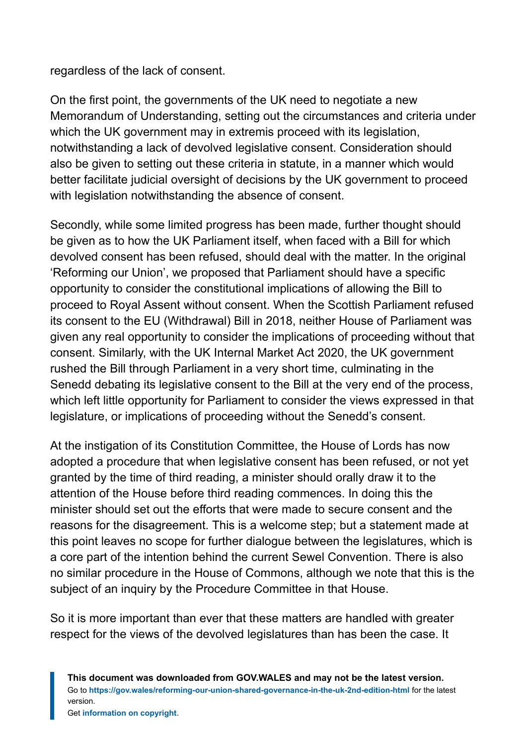regardless of the lack of consent.

On the first point, the governments of the UK need to negotiate a new Memorandum of Understanding, setting out the circumstances and criteria under which the UK government may in extremis proceed with its legislation, notwithstanding a lack of devolved legislative consent. Consideration should also be given to setting out these criteria in statute, in a manner which would better facilitate judicial oversight of decisions by the UK government to proceed with legislation notwithstanding the absence of consent.

Secondly, while some limited progress has been made, further thought should be given as to how the UK Parliament itself, when faced with a Bill for which devolved consent has been refused, should deal with the matter. In the original 'Reforming our Union', we proposed that Parliament should have a specific opportunity to consider the constitutional implications of allowing the Bill to proceed to Royal Assent without consent. When the Scottish Parliament refused its consent to the EU (Withdrawal) Bill in 2018, neither House of Parliament was given any real opportunity to consider the implications of proceeding without that consent. Similarly, with the UK Internal Market Act 2020, the UK government rushed the Bill through Parliament in a very short time, culminating in the Senedd debating its legislative consent to the Bill at the very end of the process, which left little opportunity for Parliament to consider the views expressed in that legislature, or implications of proceeding without the Senedd's consent.

At the instigation of its Constitution Committee, the House of Lords has now adopted a procedure that when legislative consent has been refused, or not yet granted by the time of third reading, a minister should orally draw it to the attention of the House before third reading commences. In doing this the minister should set out the efforts that were made to secure consent and the reasons for the disagreement. This is a welcome step; but a statement made at this point leaves no scope for further dialogue between the legislatures, which is a core part of the intention behind the current Sewel Convention. There is also no similar procedure in the House of Commons, although we note that this is the subject of an inquiry by the Procedure Committee in that House.

So it is more important than ever that these matters are handled with greater respect for the views of the devolved legislatures than has been the case. It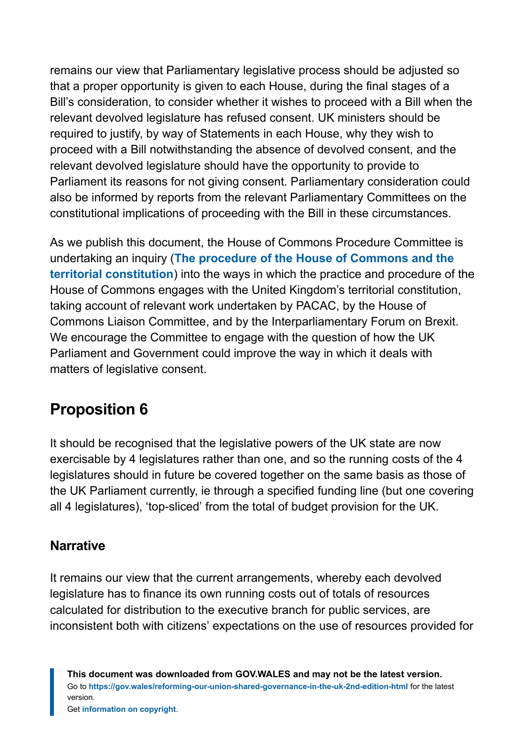remains our view that Parliamentary legislative process should be adjusted so that a proper opportunity is given to each House, during the final stages of a Bill's consideration, to consider whether it wishes to proceed with a Bill when the relevant devolved legislature has refused consent. UK ministers should be required to justify, by way of Statements in each House, why they wish to proceed with a Bill notwithstanding the absence of devolved consent, and the relevant devolved legislature should have the opportunity to provide to Parliament its reasons for not giving consent. Parliamentary consideration could also be informed by reports from the relevant Parliamentary Committees on the constitutional implications of proceeding with the Bill in these circumstances.

As we publish this document, the House of Commons Procedure Committee is undertaking an inquiry (**The procedure of the House of Commons and the territorial constitution**) into the ways in which the practice and procedure of the House of Commons engages with the United Kingdom's territorial constitution, taking account of relevant work undertaken by PACAC, by the House of Commons Liaison Committee, and by the Interparliamentary Forum on Brexit. We encourage the Committee to engage with the question of how the UK Parliament and Government could improve the way in which it deals with matters of legislative consent.

## Proposition 6

It should be recognised that the legislative powers of the UK state are now exercisable by 4 legislatures rather than one, and so the running costs of the 4 legislatures should in future be covered together on the same basis as those of the UK Parliament currently, ie through a specified funding line (but one covering all 4 legislatures), 'top-sliced' from the total of budget provision for the UK.

### Narrative

It remains our view that the current arrangements, whereby each devolved legislature has to finance its own running costs out of totals of resources calculated for distribution to the executive branch for public services, are inconsistent both with citizens' expectations on the use of resources provided for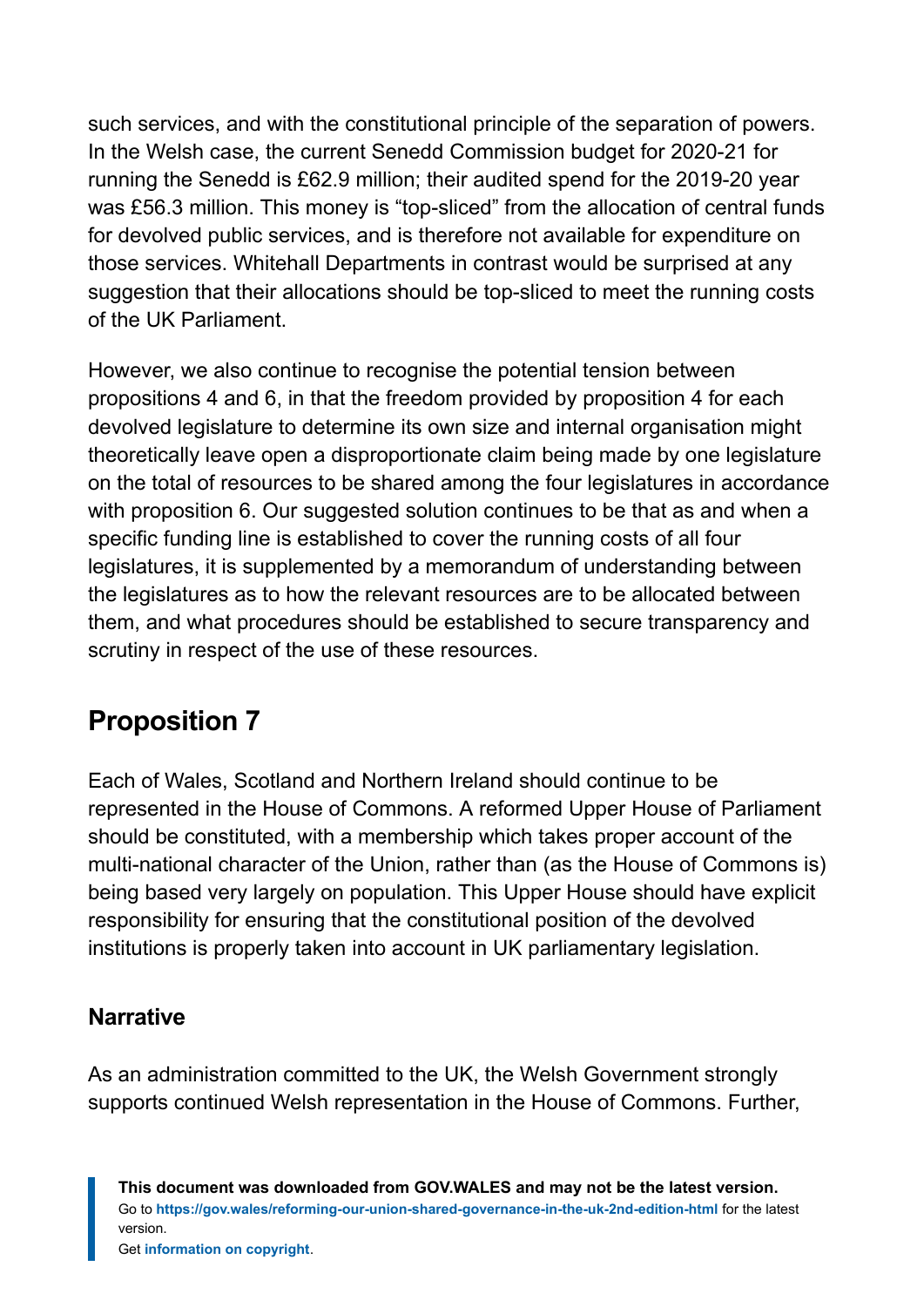such services, and with the constitutional principle of the separation of powers. In the Welsh case, the current Senedd Commission budget for 2020-21 for running the Senedd is £62.9 million; their audited spend for the 2019-20 year was £56.3 million. This money is "top-sliced" from the allocation of central funds for devolved public services, and is therefore not available for expenditure on those services. Whitehall Departments in contrast would be surprised at any suggestion that their allocations should be top-sliced to meet the running costs of the UK Parliament.

However, we also continue to recognise the potential tension between propositions 4 and 6, in that the freedom provided by proposition 4 for each devolved legislature to determine its own size and internal organisation might theoretically leave open a disproportionate claim being made by one legislature on the total of resources to be shared among the four legislatures in accordance with proposition 6. Our suggested solution continues to be that as and when a specific funding line is established to cover the running costs of all four legislatures, it is supplemented by a memorandum of understanding between the legislatures as to how the relevant resources are to be allocated between them, and what procedures should be established to secure transparency and scrutiny in respect of the use of these resources.

## Proposition 7

Each of Wales, Scotland and Northern Ireland should continue to be represented in the House of Commons. A reformed Upper House of Parliament should be constituted, with a membership which takes proper account of the multi-national character of the Union, rather than (as the House of Commons is) being based very largely on population. This Upper House should have explicit responsibility for ensuring that the constitutional position of the devolved institutions is properly taken into account in UK parliamentary legislation.

### Narrative

As an administration committed to the UK, the Welsh Government strongly supports continued Welsh representation in the House of Commons. Further,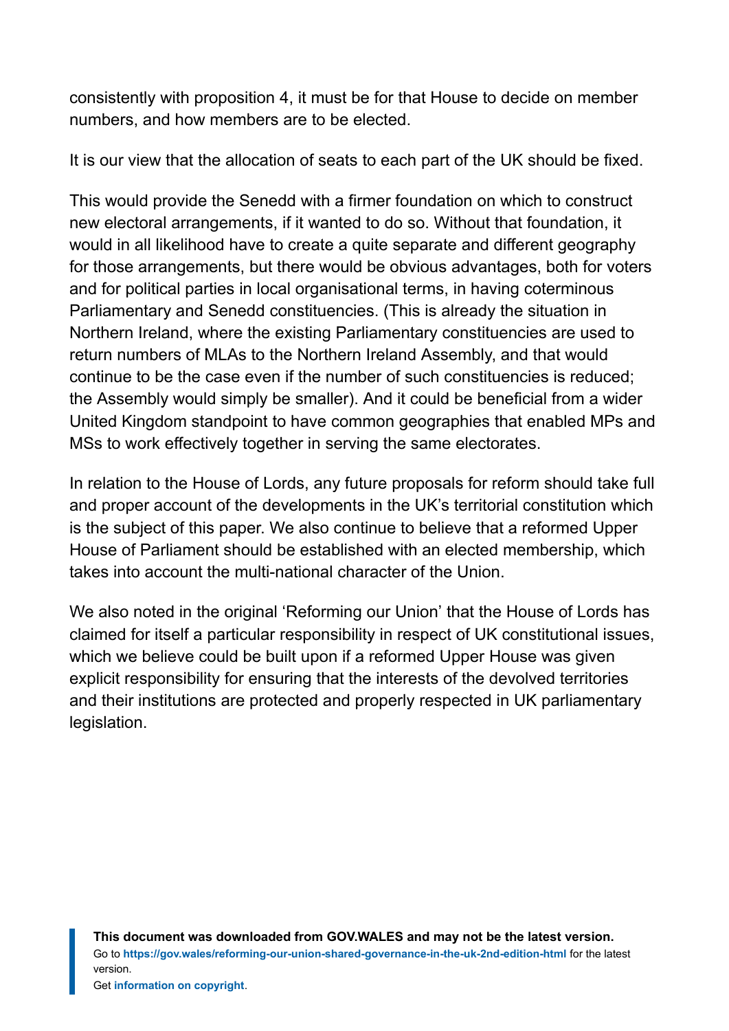consistently with proposition 4, it must be for that House to decide on member numbers, and how members are to be elected.

It is our view that the allocation of seats to each part of the UK should be fixed.

This would provide the Senedd with a firmer foundation on which to construct new electoral arrangements, if it wanted to do so. Without that foundation, it would in all likelihood have to create a quite separate and different geography for those arrangements, but there would be obvious advantages, both for voters and for political parties in local organisational terms, in having coterminous Parliamentary and Senedd constituencies. (This is already the situation in Northern Ireland, where the existing Parliamentary constituencies are used to return numbers of MLAs to the Northern Ireland Assembly, and that would continue to be the case even if the number of such constituencies is reduced; the Assembly would simply be smaller). And it could be beneficial from a wider United Kingdom standpoint to have common geographies that enabled MPs and MSs to work effectively together in serving the same electorates.

In relation to the House of Lords, any future proposals for reform should take full and proper account of the developments in the UK's territorial constitution which is the subject of this paper. We also continue to believe that a reformed Upper House of Parliament should be established with an elected membership, which takes into account the multi-national character of the Union.

We also noted in the original 'Reforming our Union' that the House of Lords has claimed for itself a particular responsibility in respect of UK constitutional issues, which we believe could be built upon if a reformed Upper House was given explicit responsibility for ensuring that the interests of the devolved territories and their institutions are protected and properly respected in UK parliamentary legislation.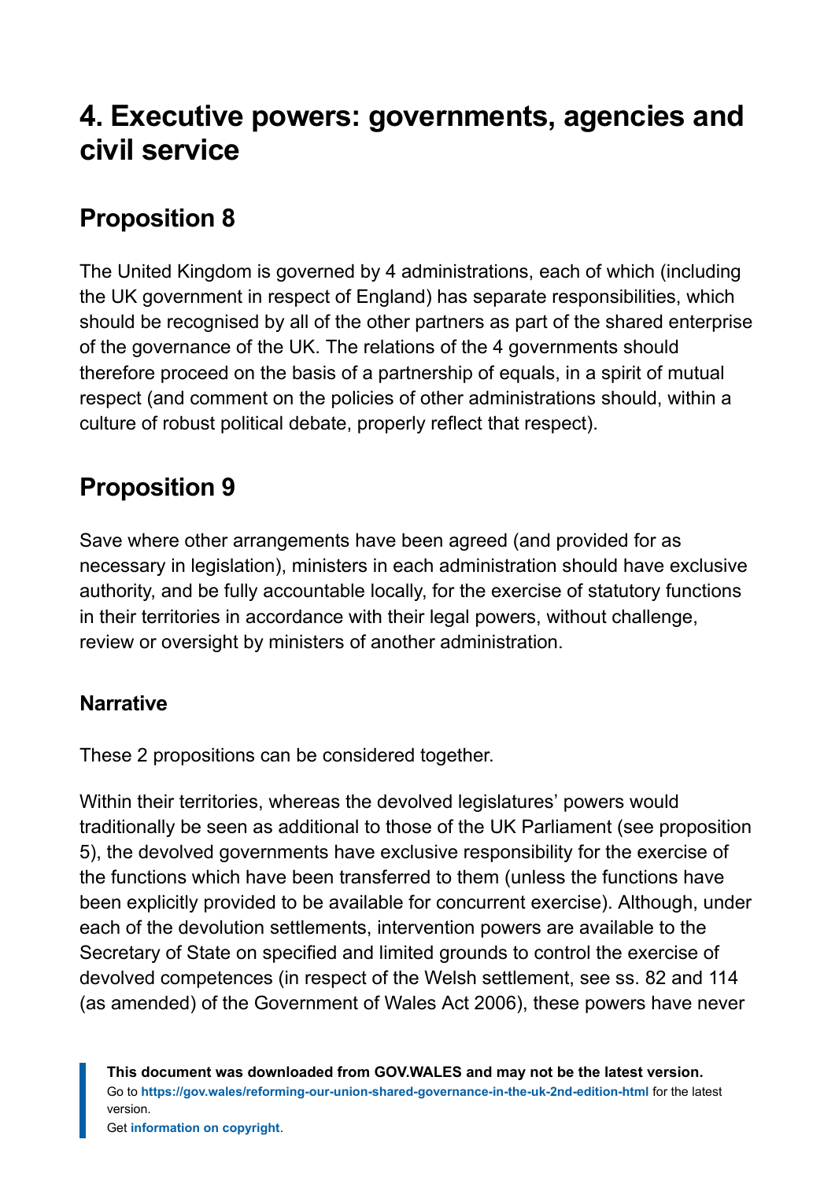# 4. Executive powers: governments, agencies and civil service

## Proposition 8

The United Kingdom is governed by 4 administrations, each of which (including the UK government in respect of England) has separate responsibilities, which should be recognised by all of the other partners as part of the shared enterprise of the governance of the UK. The relations of the 4 governments should therefore proceed on the basis of a partnership of equals, in a spirit of mutual respect (and comment on the policies of other administrations should, within a culture of robust political debate, properly reflect that respect).

## Proposition 9

Save where other arrangements have been agreed (and provided for as necessary in legislation), ministers in each administration should have exclusive authority, and be fully accountable locally, for the exercise of statutory functions in their territories in accordance with their legal powers, without challenge, review or oversight by ministers of another administration.

### Narrative

These 2 propositions can be considered together.

Within their territories, whereas the devolved legislatures' powers would traditionally be seen as additional to those of the UK Parliament (see proposition 5), the devolved governments have exclusive responsibility for the exercise of the functions which have been transferred to them (unless the functions have been explicitly provided to be available for concurrent exercise). Although, under each of the devolution settlements, intervention powers are available to the Secretary of State on specified and limited grounds to control the exercise of devolved competences (in respect of the Welsh settlement, see ss. 82 and 114 (as amended) of the Government of Wales Act 2006), these powers have never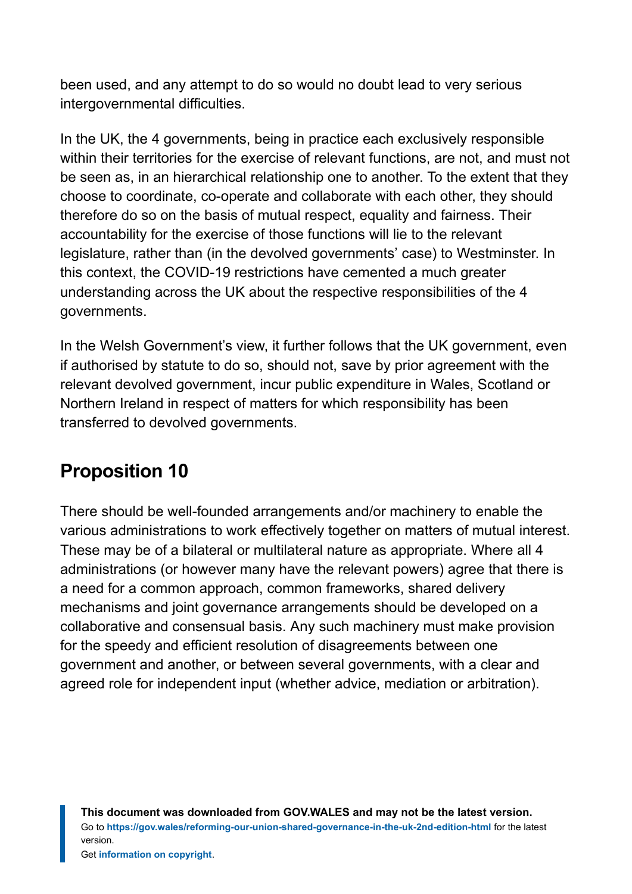been used, and any attempt to do so would no doubt lead to very serious intergovernmental difficulties.

In the UK, the 4 governments, being in practice each exclusively responsible within their territories for the exercise of relevant functions, are not, and must not be seen as, in an hierarchical relationship one to another. To the extent that they choose to coordinate, co-operate and collaborate with each other, they should therefore do so on the basis of mutual respect, equality and fairness. Their accountability for the exercise of those functions will lie to the relevant legislature, rather than (in the devolved governments' case) to Westminster. In this context, the COVID-19 restrictions have cemented a much greater understanding across the UK about the respective responsibilities of the 4 governments.

In the Welsh Government's view, it further follows that the UK government, even if authorised by statute to do so, should not, save by prior agreement with the relevant devolved government, incur public expenditure in Wales, Scotland or Northern Ireland in respect of matters for which responsibility has been transferred to devolved governments.

## Proposition 10

There should be well-founded arrangements and/or machinery to enable the various administrations to work effectively together on matters of mutual interest. These may be of a bilateral or multilateral nature as appropriate. Where all 4 administrations (or however many have the relevant powers) agree that there is a need for a common approach, common frameworks, shared delivery mechanisms and joint governance arrangements should be developed on a collaborative and consensual basis. Any such machinery must make provision for the speedy and efficient resolution of disagreements between one government and another, or between several governments, with a clear and agreed role for independent input (whether advice, mediation or arbitration).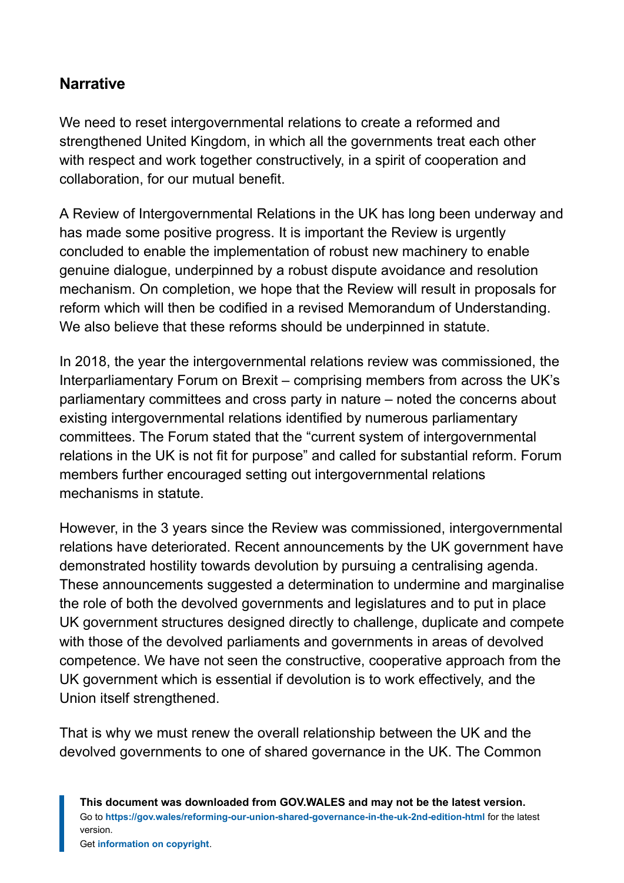## Narrative

We need to reset intergovernmental relations to create a reformed and strengthened United Kingdom, in which all the governments treat each other with respect and work together constructively, in a spirit of cooperation and collaboration, for our mutual benefit.

A Review of Intergovernmental Relations in the UK has long been underway and has made some positive progress. It is important the Review is urgently concluded to enable the implementation of robust new machinery to enable genuine dialogue, underpinned by a robust dispute avoidance and resolution mechanism. On completion, we hope that the Review will result in proposals for reform which will then be codified in a revised Memorandum of Understanding. We also believe that these reforms should be underpinned in statute.

In 2018, the year the intergovernmental relations review was commissioned, the Interparliamentary Forum on Brexit – comprising members from across the UK's parliamentary committees and cross party in nature – noted the concerns about existing intergovernmental relations identified by numerous parliamentary committees. The Forum stated that the "current system of intergovernmental relations in the UK is not fit for purpose" and called for substantial reform. Forum members further encouraged setting out intergovernmental relations mechanisms in statute.

However, in the 3 years since the Review was commissioned, intergovernmental relations have deteriorated. Recent announcements by the UK government have demonstrated hostility towards devolution by pursuing a centralising agenda. These announcements suggested a determination to undermine and marginalise the role of both the devolved governments and legislatures and to put in place UK government structures designed directly to challenge, duplicate and compete with those of the devolved parliaments and governments in areas of devolved competence. We have not seen the constructive, cooperative approach from the UK government which is essential if devolution is to work effectively, and the Union itself strengthened.

That is why we must renew the overall relationship between the UK and the devolved governments to one of shared governance in the UK. The Common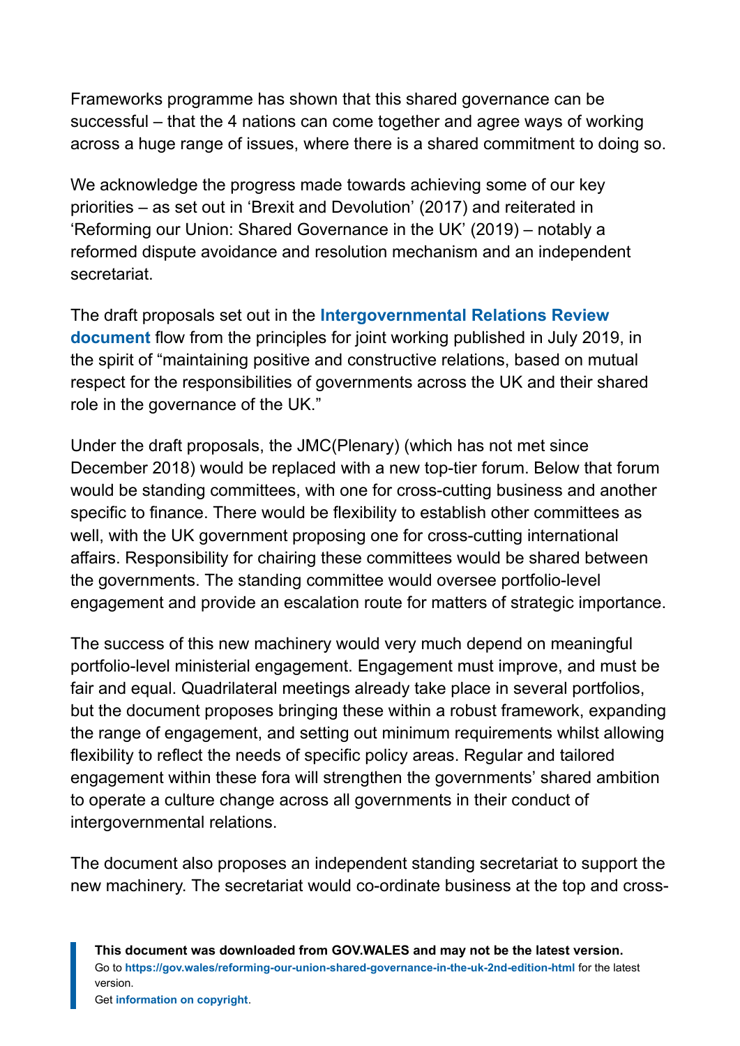Frameworks programme has shown that this shared governance can be successful – that the 4 nations can come together and agree ways of working across a huge range of issues, where there is a shared commitment to doing so.

We acknowledge the progress made towards achieving some of our key priorities – as set out in 'Brexit and Devolution' (2017) and reiterated in 'Reforming our Union: Shared Governance in the UK' (2019) – notably a reformed dispute avoidance and resolution mechanism and an independent secretariat.

The draft proposals set out in the **Intergovernmental Relations Review document** flow from the principles for joint working published in July 2019, in the spirit of "maintaining positive and constructive relations, based on mutual respect for the responsibilities of governments across the UK and their shared role in the governance of the UK."

Under the draft proposals, the JMC(Plenary) (which has not met since December 2018) would be replaced with a new top-tier forum. Below that forum would be standing committees, with one for cross-cutting business and another specific to finance. There would be flexibility to establish other committees as well, with the UK government proposing one for cross-cutting international affairs. Responsibility for chairing these committees would be shared between the governments. The standing committee would oversee portfolio-level engagement and provide an escalation route for matters of strategic importance.

The success of this new machinery would very much depend on meaningful portfolio-level ministerial engagement. Engagement must improve, and must be fair and equal. Quadrilateral meetings already take place in several portfolios, but the document proposes bringing these within a robust framework, expanding the range of engagement, and setting out minimum requirements whilst allowing flexibility to reflect the needs of specific policy areas. Regular and tailored engagement within these fora will strengthen the governments' shared ambition to operate a culture change across all governments in their conduct of intergovernmental relations.

The document also proposes an independent standing secretariat to support the new machinery. The secretariat would co-ordinate business at the top and cross-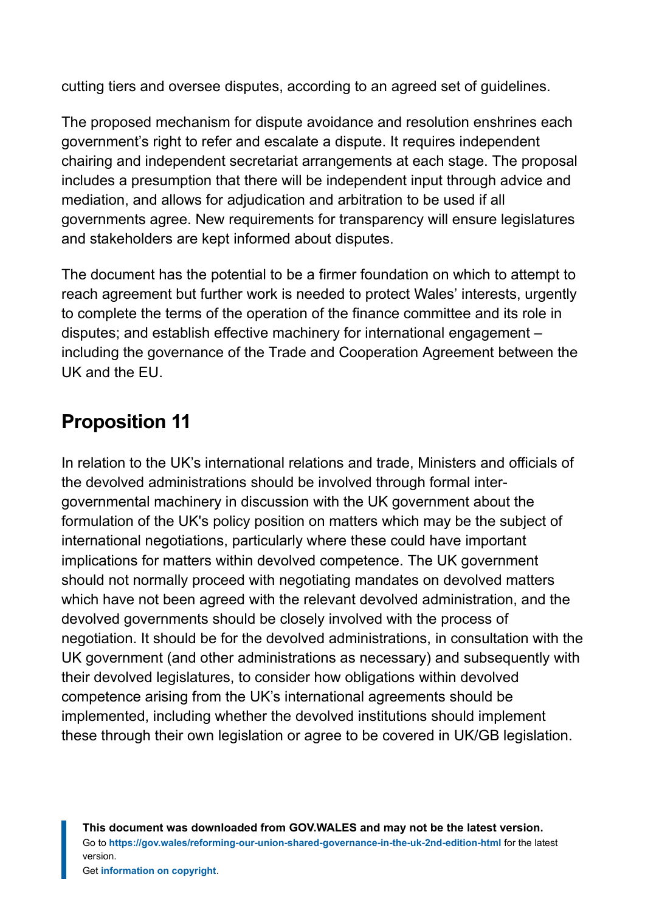cutting tiers and oversee disputes, according to an agreed set of guidelines.

The proposed mechanism for dispute avoidance and resolution enshrines each government's right to refer and escalate a dispute. It requires independent chairing and independent secretariat arrangements at each stage. The proposal includes a presumption that there will be independent input through advice and mediation, and allows for adjudication and arbitration to be used if all governments agree. New requirements for transparency will ensure legislatures and stakeholders are kept informed about disputes.

The document has the potential to be a firmer foundation on which to attempt to reach agreement but further work is needed to protect Wales' interests, urgently to complete the terms of the operation of the finance committee and its role in disputes; and establish effective machinery for international engagement – including the governance of the Trade and Cooperation Agreement between the UK and the EU.

## Proposition 11

In relation to the UK's international relations and trade, Ministers and officials of the devolved administrations should be involved through formal inter-governmental machinery in discussion with the UK government about the formulation of the UK's policy position on matters which may be the subject of international negotiations, particularly where these could have important implications for matters within devolved competence. The UK government should not normally proceed with negotiating mandates on devolved matters which have not been agreed with the relevant devolved administration, and the devolved governments should be closely involved with the process of negotiation. It should be for the devolved administrations, in consultation with the UK government (and other administrations as necessary) and subsequently with their devolved legislatures, to consider how obligations within devolved competence arising from the UK's international agreements should be implemented, including whether the devolved institutions should implement these through their own legislation or agree to be covered in UK/GB legislation.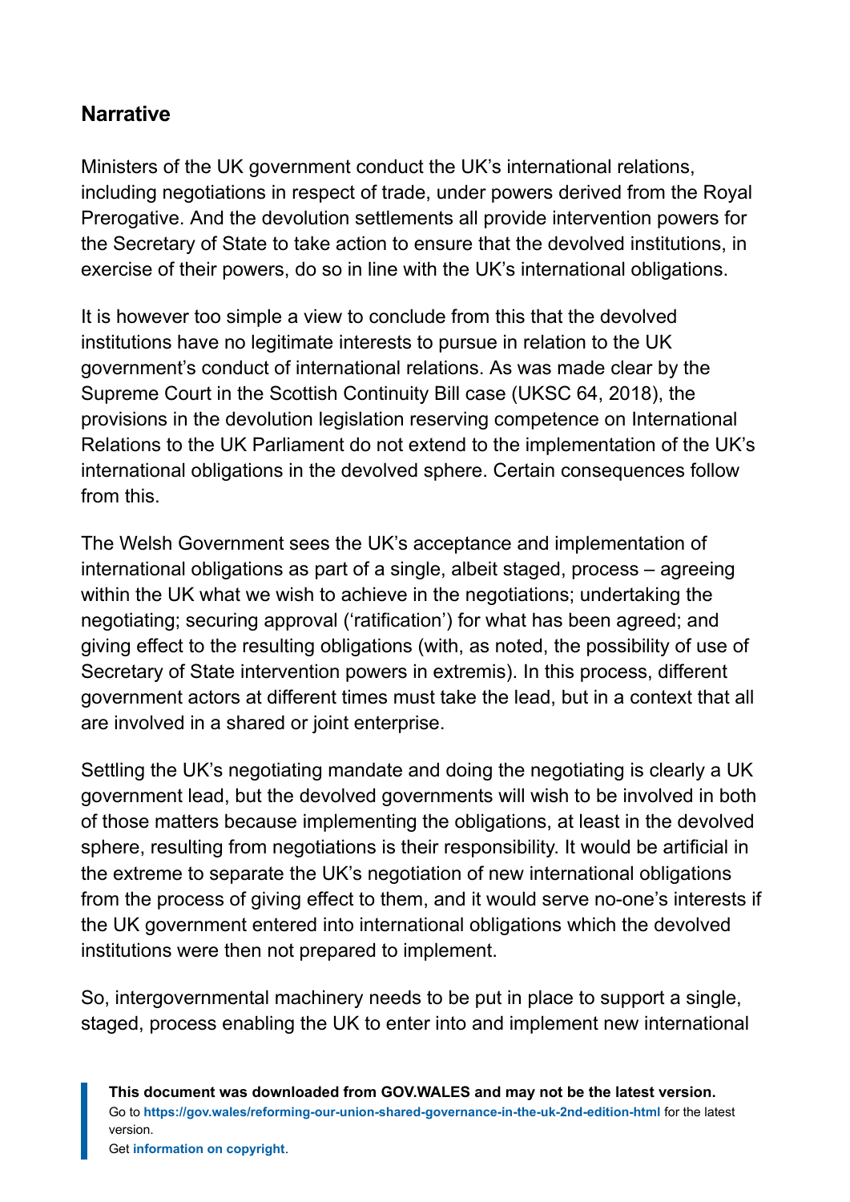## Narrative

Ministers of the UK government conduct the UK's international relations, including negotiations in respect of trade, under powers derived from the Royal Prerogative. And the devolution settlements all provide intervention powers for the Secretary of State to take action to ensure that the devolved institutions, in exercise of their powers, do so in line with the UK's international obligations.

It is however too simple a view to conclude from this that the devolved institutions have no legitimate interests to pursue in relation to the UK government's conduct of international relations. As was made clear by the Supreme Court in the Scottish Continuity Bill case (UKSC 64, 2018), the provisions in the devolution legislation reserving competence on International Relations to the UK Parliament do not extend to the implementation of the UK's international obligations in the devolved sphere. Certain consequences follow from this.

The Welsh Government sees the UK's acceptance and implementation of international obligations as part of a single, albeit staged, process – agreeing within the UK what we wish to achieve in the negotiations; undertaking the negotiating; securing approval ('ratification') for what has been agreed; and giving effect to the resulting obligations (with, as noted, the possibility of use of Secretary of State intervention powers in extremis). In this process, different government actors at different times must take the lead, but in a context that all are involved in a shared or joint enterprise.

Settling the UK's negotiating mandate and doing the negotiating is clearly a UK government lead, but the devolved governments will wish to be involved in both of those matters because implementing the obligations, at least in the devolved sphere, resulting from negotiations is their responsibility. It would be artificial in the extreme to separate the UK's negotiation of new international obligations from the process of giving effect to them, and it would serve no-one's interests if the UK government entered into international obligations which the devolved institutions were then not prepared to implement.

So, intergovernmental machinery needs to be put in place to support a single, staged, process enabling the UK to enter into and implement new international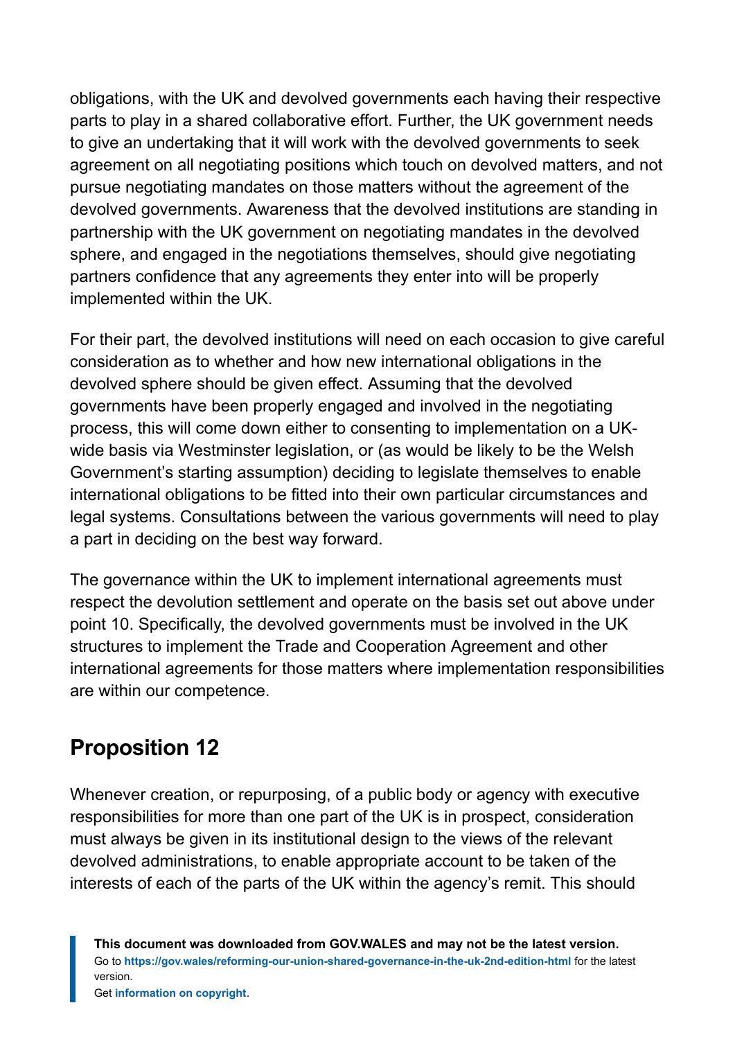obligations, with the UK and devolved governments each having their respective parts to play in a shared collaborative effort. Further, the UK government needs to give an undertaking that it will work with the devolved governments to seek agreement on all negotiating positions which touch on devolved matters, and not pursue negotiating mandates on those matters without the agreement of the devolved governments. Awareness that the devolved institutions are standing in partnership with the UK government on negotiating mandates in the devolved sphere, and engaged in the negotiations themselves, should give negotiating partners confidence that any agreements they enter into will be properly implemented within the UK.

For their part, the devolved institutions will need on each occasion to give careful consideration as to whether and how new international obligations in the devolved sphere should be given effect. Assuming that the devolved governments have been properly engaged and involved in the negotiating process, this will come down either to consenting to implementation on a UK-wide basis via Westminster legislation, or (as would be likely to be the Welsh Government's starting assumption) deciding to legislate themselves to enable international obligations to be fitted into their own particular circumstances and legal systems. Consultations between the various governments will need to play a part in deciding on the best way forward.

The governance within the UK to implement international agreements must respect the devolution settlement and operate on the basis set out above under point 10. Specifically, the devolved governments must be involved in the UK structures to implement the Trade and Cooperation Agreement and other international agreements for those matters where implementation responsibilities are within our competence.

## Proposition 12

Whenever creation, or repurposing, of a public body or agency with executive responsibilities for more than one part of the UK is in prospect, consideration must always be given in its institutional design to the views of the relevant devolved administrations, to enable appropriate account to be taken of the interests of each of the parts of the UK within the agency's remit. This should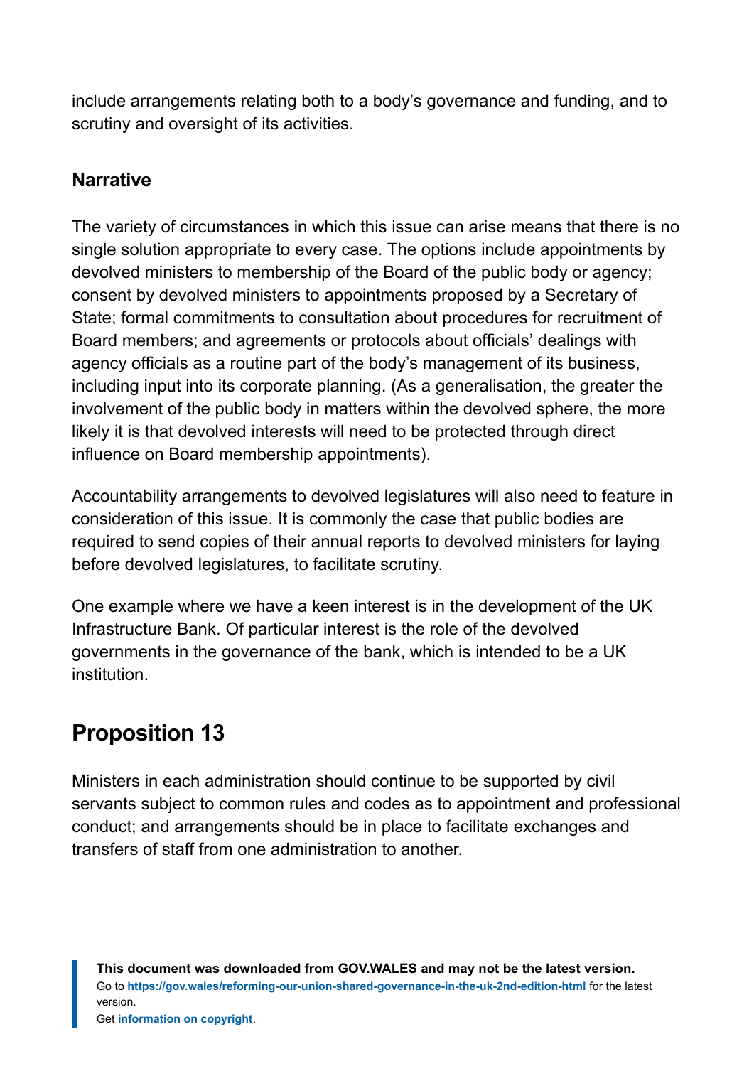include arrangements relating both to a body's governance and funding, and to scrutiny and oversight of its activities.

### Narrative

The variety of circumstances in which this issue can arise means that there is no single solution appropriate to every case. The options include appointments by devolved ministers to membership of the Board of the public body or agency; consent by devolved ministers to appointments proposed by a Secretary of State; formal commitments to consultation about procedures for recruitment of Board members; and agreements or protocols about officials' dealings with agency officials as a routine part of the body's management of its business, including input into its corporate planning. (As a generalisation, the greater the involvement of the public body in matters within the devolved sphere, the more likely it is that devolved interests will need to be protected through direct influence on Board membership appointments).

Accountability arrangements to devolved legislatures will also need to feature in consideration of this issue. It is commonly the case that public bodies are required to send copies of their annual reports to devolved ministers for laying before devolved legislatures, to facilitate scrutiny.

One example where we have a keen interest is in the development of the UK Infrastructure Bank. Of particular interest is the role of the devolved governments in the governance of the bank, which is intended to be a UK institution.

## Proposition 13

Ministers in each administration should continue to be supported by civil servants subject to common rules and codes as to appointment and professional conduct; and arrangements should be in place to facilitate exchanges and transfers of staff from one administration to another.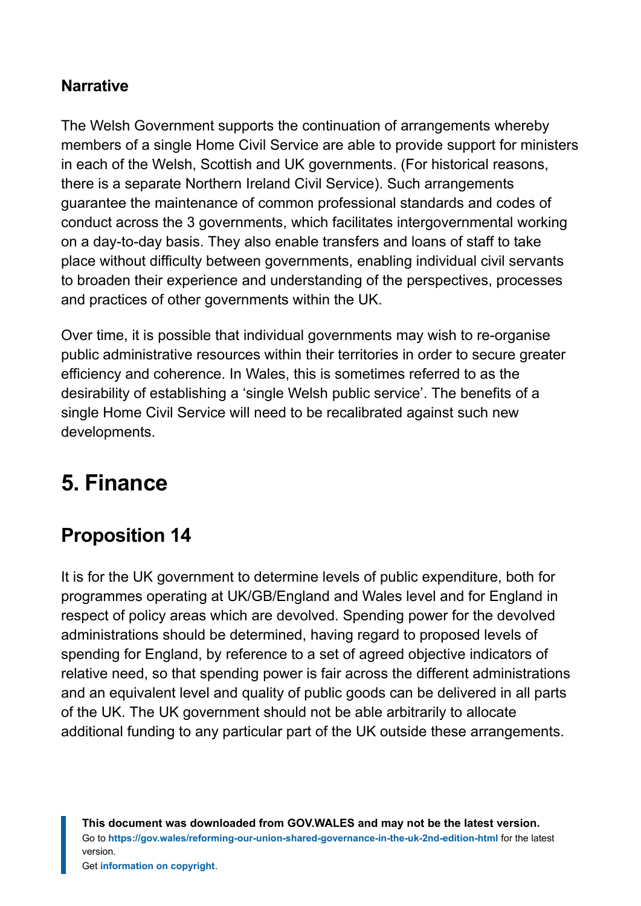### Narrative

The Welsh Government supports the continuation of arrangements whereby members of a single Home Civil Service are able to provide support for ministers in each of the Welsh, Scottish and UK governments. (For historical reasons, there is a separate Northern Ireland Civil Service). Such arrangements guarantee the maintenance of common professional standards and codes of conduct across the 3 governments, which facilitates intergovernmental working on a day-to-day basis. They also enable transfers and loans of staff to take place without difficulty between governments, enabling individual civil servants to broaden their experience and understanding of the perspectives, processes and practices of other governments within the UK.

Over time, it is possible that individual governments may wish to re-organise public administrative resources within their territories in order to secure greater efficiency and coherence. In Wales, this is sometimes referred to as the desirability of establishing a 'single Welsh public service'. The benefits of a single Home Civil Service will need to be recalibrated against such new developments.

# 5. Finance

## Proposition 14

It is for the UK government to determine levels of public expenditure, both for programmes operating at UK/GB/England and Wales level and for England in respect of policy areas which are devolved. Spending power for the devolved administrations should be determined, having regard to proposed levels of spending for England, by reference to a set of agreed objective indicators of relative need, so that spending power is fair across the different administrations and an equivalent level and quality of public goods can be delivered in all parts of the UK. The UK government should not be able arbitrarily to allocate additional funding to any particular part of the UK outside these arrangements.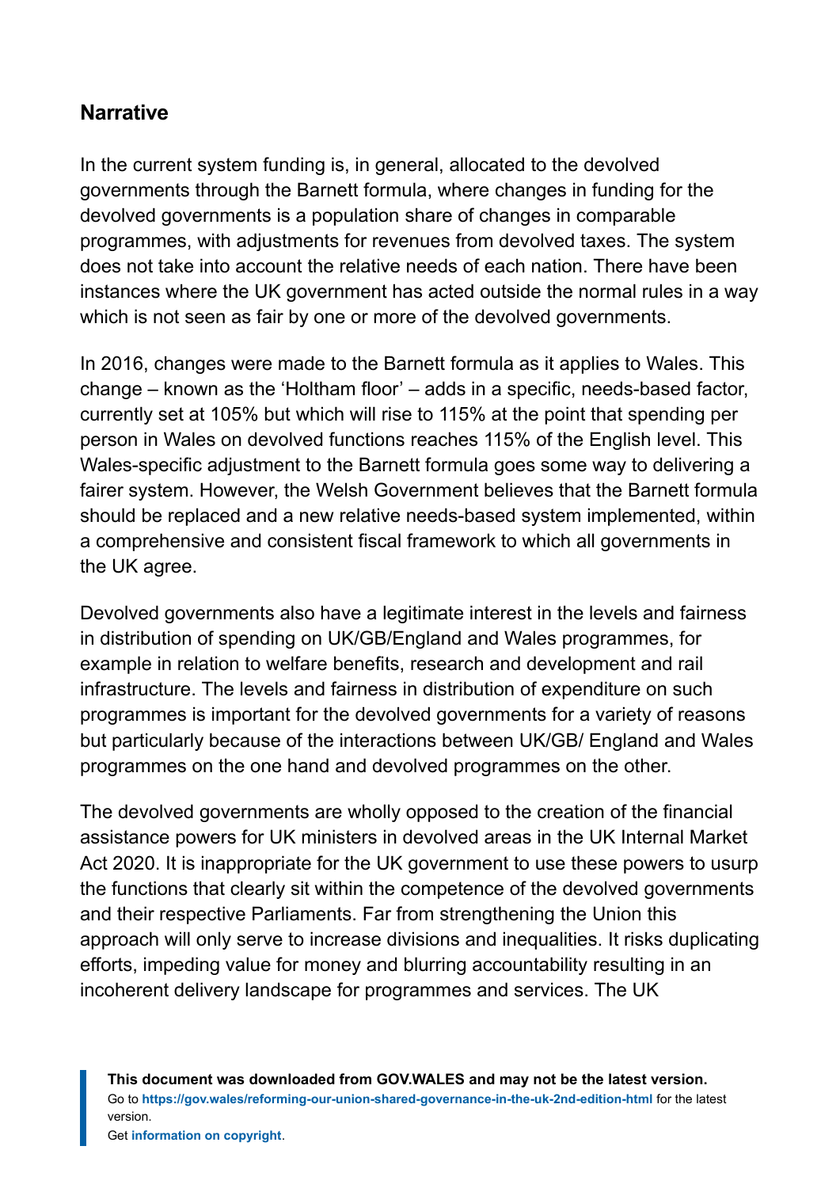### Narrative

In the current system funding is, in general, allocated to the devolved governments through the Barnett formula, where changes in funding for the devolved governments is a population share of changes in comparable programmes, with adjustments for revenues from devolved taxes. The system does not take into account the relative needs of each nation. There have been instances where the UK government has acted outside the normal rules in a way which is not seen as fair by one or more of the devolved governments.

In 2016, changes were made to the Barnett formula as it applies to Wales. This change – known as the 'Holtham floor' – adds in a specific, needs-based factor, currently set at 105% but which will rise to 115% at the point that spending per person in Wales on devolved functions reaches 115% of the English level. This Wales-specific adjustment to the Barnett formula goes some way to delivering a fairer system. However, the Welsh Government believes that the Barnett formula should be replaced and a new relative needs-based system implemented, within a comprehensive and consistent fiscal framework to which all governments in the UK agree.

Devolved governments also have a legitimate interest in the levels and fairness in distribution of spending on UK/GB/England and Wales programmes, for example in relation to welfare benefits, research and development and rail infrastructure. The levels and fairness in distribution of expenditure on such programmes is important for the devolved governments for a variety of reasons but particularly because of the interactions between UK/GB/ England and Wales programmes on the one hand and devolved programmes on the other.

The devolved governments are wholly opposed to the creation of the financial assistance powers for UK ministers in devolved areas in the UK Internal Market Act 2020. It is inappropriate for the UK government to use these powers to usurp the functions that clearly sit within the competence of the devolved governments and their respective Parliaments. Far from strengthening the Union this approach will only serve to increase divisions and inequalities. It risks duplicating efforts, impeding value for money and blurring accountability resulting in an incoherent delivery landscape for programmes and services. The UK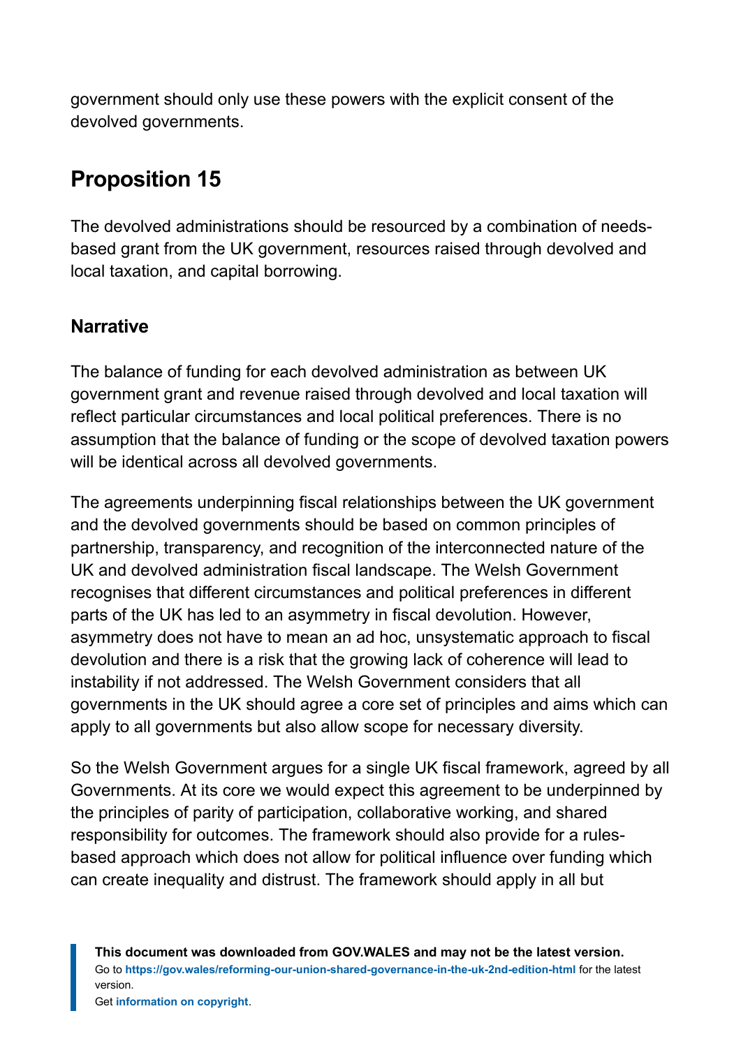government should only use these powers with the explicit consent of the devolved governments.

## Proposition 15

The devolved administrations should be resourced by a combination of needs-based grant from the UK government, resources raised through devolved and local taxation, and capital borrowing.

### Narrative

The balance of funding for each devolved administration as between UK government grant and revenue raised through devolved and local taxation will reflect particular circumstances and local political preferences. There is no assumption that the balance of funding or the scope of devolved taxation powers will be identical across all devolved governments.

The agreements underpinning fiscal relationships between the UK government and the devolved governments should be based on common principles of partnership, transparency, and recognition of the interconnected nature of the UK and devolved administration fiscal landscape. The Welsh Government recognises that different circumstances and political preferences in different parts of the UK has led to an asymmetry in fiscal devolution. However, asymmetry does not have to mean an ad hoc, unsystematic approach to fiscal devolution and there is a risk that the growing lack of coherence will lead to instability if not addressed. The Welsh Government considers that all governments in the UK should agree a core set of principles and aims which can apply to all governments but also allow scope for necessary diversity.

So the Welsh Government argues for a single UK fiscal framework, agreed by all Governments. At its core we would expect this agreement to be underpinned by the principles of parity of participation, collaborative working, and shared responsibility for outcomes. The framework should also provide for a rules-based approach which does not allow for political influence over funding which can create inequality and distrust. The framework should apply in all but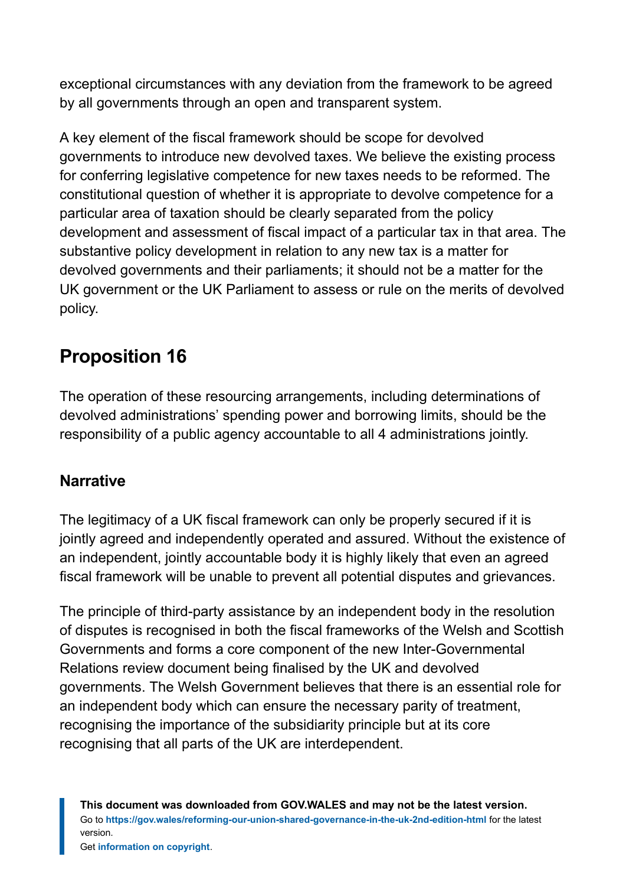exceptional circumstances with any deviation from the framework to be agreed by all governments through an open and transparent system.

A key element of the fiscal framework should be scope for devolved governments to introduce new devolved taxes. We believe the existing process for conferring legislative competence for new taxes needs to be reformed. The constitutional question of whether it is appropriate to devolve competence for a particular area of taxation should be clearly separated from the policy development and assessment of fiscal impact of a particular tax in that area. The substantive policy development in relation to any new tax is a matter for devolved governments and their parliaments; it should not be a matter for the UK government or the UK Parliament to assess or rule on the merits of devolved policy.

## Proposition 16

The operation of these resourcing arrangements, including determinations of devolved administrations' spending power and borrowing limits, should be the responsibility of a public agency accountable to all 4 administrations jointly.

### Narrative

The legitimacy of a UK fiscal framework can only be properly secured if it is jointly agreed and independently operated and assured. Without the existence of an independent, jointly accountable body it is highly likely that even an agreed fiscal framework will be unable to prevent all potential disputes and grievances.

The principle of third-party assistance by an independent body in the resolution of disputes is recognised in both the fiscal frameworks of the Welsh and Scottish Governments and forms a core component of the new Inter-Governmental Relations review document being finalised by the UK and devolved governments. The Welsh Government believes that there is an essential role for an independent body which can ensure the necessary parity of treatment, recognising the importance of the subsidiarity principle but at its core recognising that all parts of the UK are interdependent.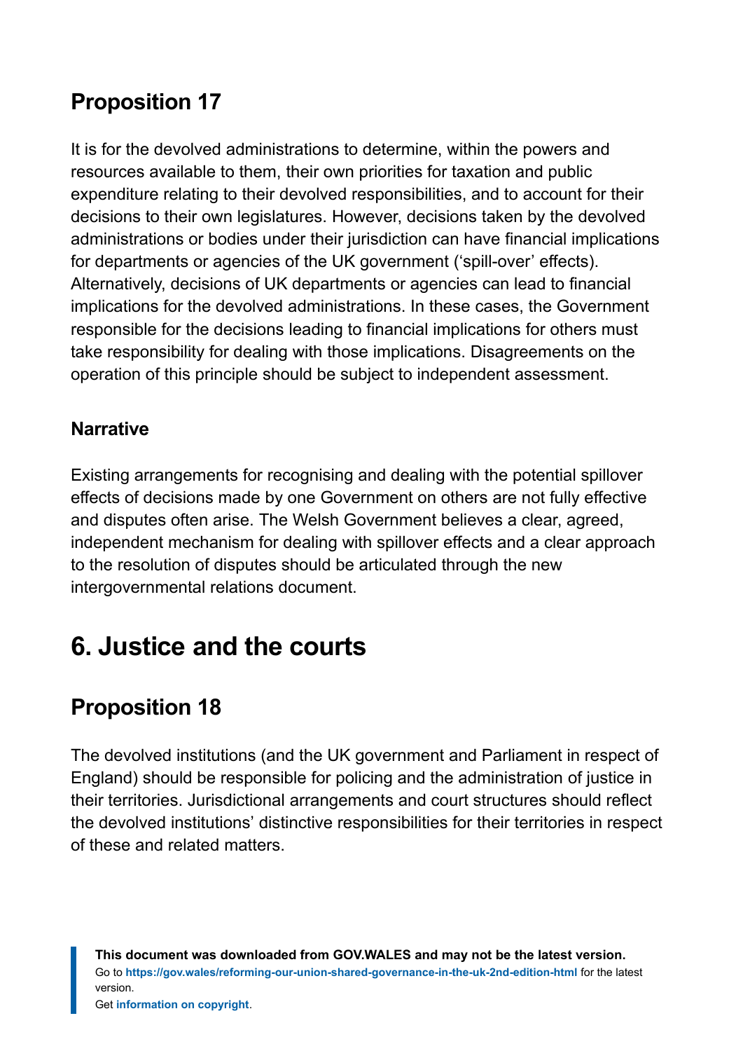## Proposition 17

It is for the devolved administrations to determine, within the powers and resources available to them, their own priorities for taxation and public expenditure relating to their devolved responsibilities, and to account for their decisions to their own legislatures. However, decisions taken by the devolved administrations or bodies under their jurisdiction can have financial implications for departments or agencies of the UK government ('spill-over' effects). Alternatively, decisions of UK departments or agencies can lead to financial implications for the devolved administrations. In these cases, the Government responsible for the decisions leading to financial implications for others must take responsibility for dealing with those implications. Disagreements on the operation of this principle should be subject to independent assessment.

### Narrative

Existing arrangements for recognising and dealing with the potential spillover effects of decisions made by one Government on others are not fully effective and disputes often arise. The Welsh Government believes a clear, agreed, independent mechanism for dealing with spillover effects and a clear approach to the resolution of disputes should be articulated through the new intergovernmental relations document.

# 6. Justice and the courts

## Proposition 18

The devolved institutions (and the UK government and Parliament in respect of England) should be responsible for policing and the administration of justice in their territories. Jurisdictional arrangements and court structures should reflect the devolved institutions' distinctive responsibilities for their territories in respect of these and related matters.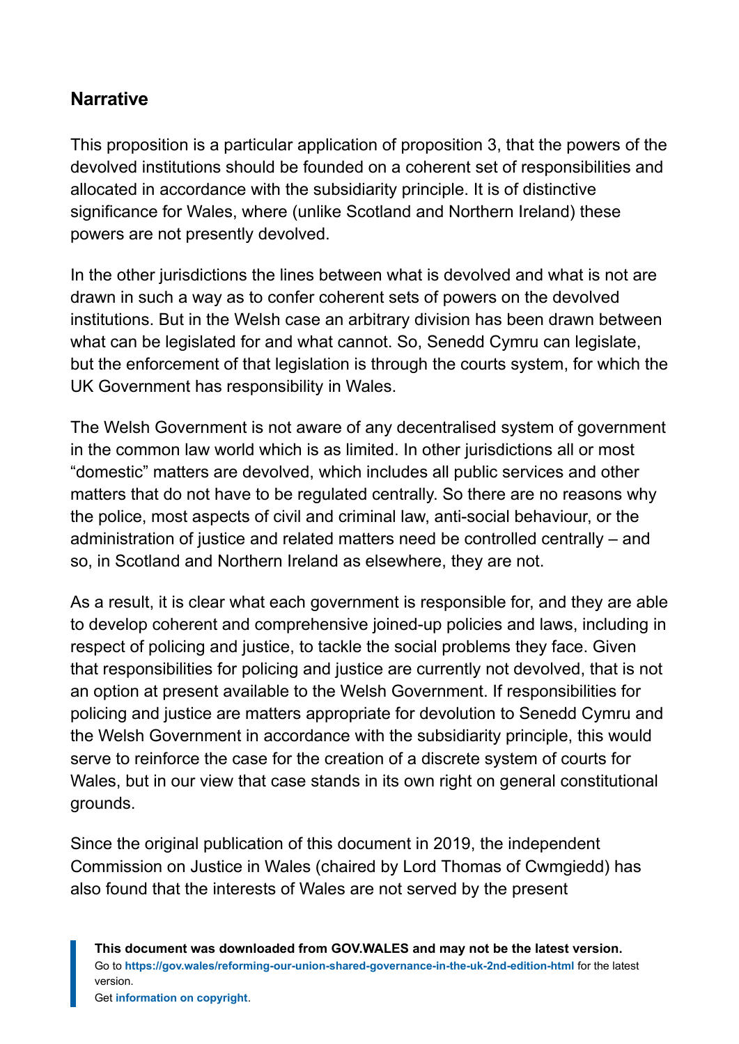## Narrative

This proposition is a particular application of proposition 3, that the powers of the devolved institutions should be founded on a coherent set of responsibilities and allocated in accordance with the subsidiarity principle. It is of distinctive significance for Wales, where (unlike Scotland and Northern Ireland) these powers are not presently devolved.

In the other jurisdictions the lines between what is devolved and what is not are drawn in such a way as to confer coherent sets of powers on the devolved institutions. But in the Welsh case an arbitrary division has been drawn between what can be legislated for and what cannot. So, Senedd Cymru can legislate, but the enforcement of that legislation is through the courts system, for which the UK Government has responsibility in Wales.

The Welsh Government is not aware of any decentralised system of government in the common law world which is as limited. In other jurisdictions all or most "domestic" matters are devolved, which includes all public services and other matters that do not have to be regulated centrally. So there are no reasons why the police, most aspects of civil and criminal law, anti-social behaviour, or the administration of justice and related matters need be controlled centrally – and so, in Scotland and Northern Ireland as elsewhere, they are not.

As a result, it is clear what each government is responsible for, and they are able to develop coherent and comprehensive joined-up policies and laws, including in respect of policing and justice, to tackle the social problems they face. Given that responsibilities for policing and justice are currently not devolved, that is not an option at present available to the Welsh Government. If responsibilities for policing and justice are matters appropriate for devolution to Senedd Cymru and the Welsh Government in accordance with the subsidiarity principle, this would serve to reinforce the case for the creation of a discrete system of courts for Wales, but in our view that case stands in its own right on general constitutional grounds.

Since the original publication of this document in 2019, the independent Commission on Justice in Wales (chaired by Lord Thomas of Cwmgiedd) has also found that the interests of Wales are not served by the present

**This document was downloaded from GOV.WALES and may not be the latest version.**
Go to **https://gov.wales/reforming-our-union-shared-governance-in-the-uk-2nd-edition-html** for the latest version.
Get **information on copyright**.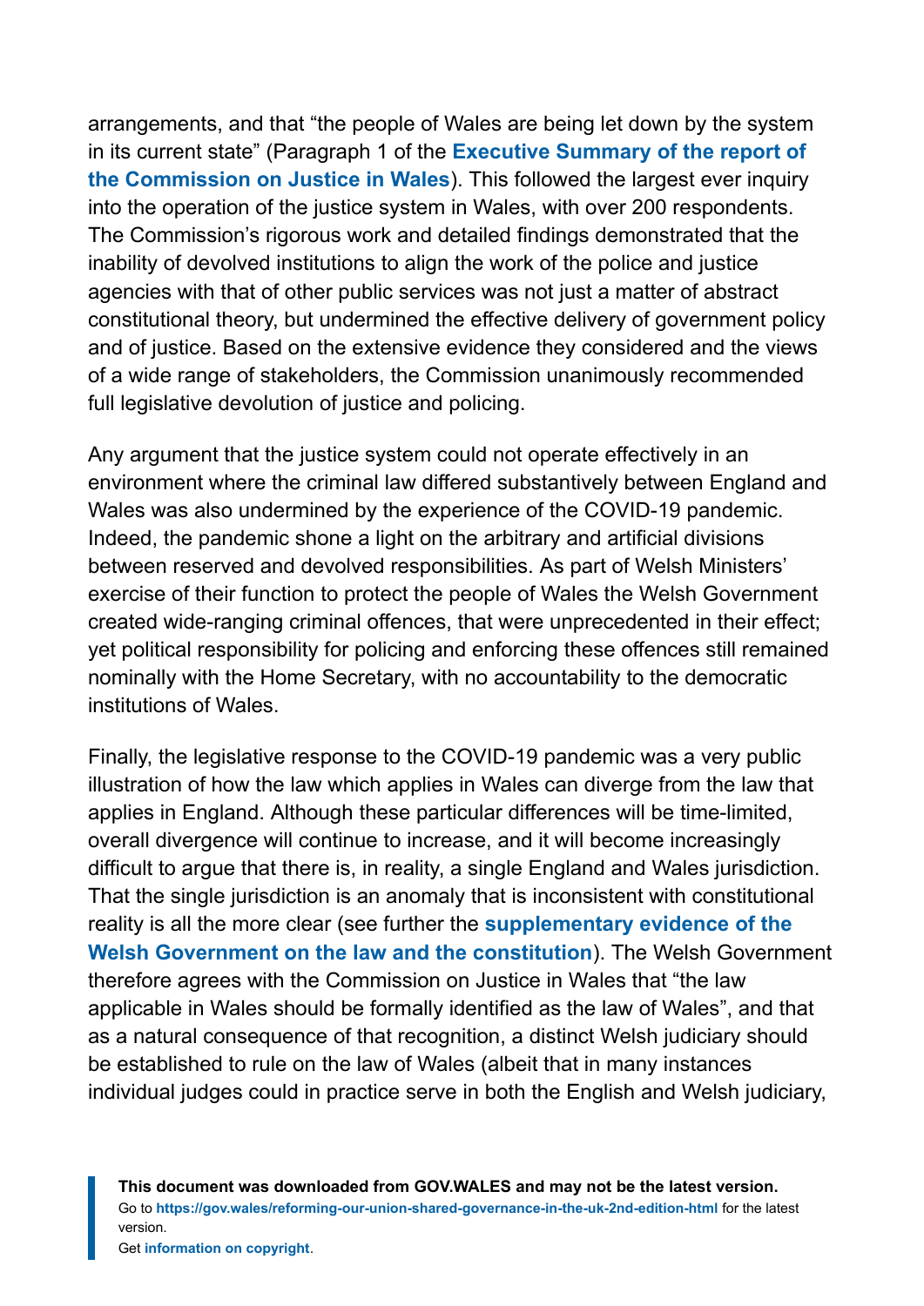arrangements, and that "the people of Wales are being let down by the system in its current state" (Paragraph 1 of the **Executive Summary of the report of the Commission on Justice in Wales**). This followed the largest ever inquiry into the operation of the justice system in Wales, with over 200 respondents. The Commission's rigorous work and detailed findings demonstrated that the inability of devolved institutions to align the work of the police and justice agencies with that of other public services was not just a matter of abstract constitutional theory, but undermined the effective delivery of government policy and of justice. Based on the extensive evidence they considered and the views of a wide range of stakeholders, the Commission unanimously recommended full legislative devolution of justice and policing.

Any argument that the justice system could not operate effectively in an environment where the criminal law differed substantively between England and Wales was also undermined by the experience of the COVID-19 pandemic. Indeed, the pandemic shone a light on the arbitrary and artificial divisions between reserved and devolved responsibilities. As part of Welsh Ministers' exercise of their function to protect the people of Wales the Welsh Government created wide-ranging criminal offences, that were unprecedented in their effect; yet political responsibility for policing and enforcing these offences still remained nominally with the Home Secretary, with no accountability to the democratic institutions of Wales.

Finally, the legislative response to the COVID-19 pandemic was a very public illustration of how the law which applies in Wales can diverge from the law that applies in England. Although these particular differences will be time-limited, overall divergence will continue to increase, and it will become increasingly difficult to argue that there is, in reality, a single England and Wales jurisdiction. That the single jurisdiction is an anomaly that is inconsistent with constitutional reality is all the more clear (see further the **supplementary evidence of the Welsh Government on the law and the constitution**). The Welsh Government therefore agrees with the Commission on Justice in Wales that "the law applicable in Wales should be formally identified as the law of Wales", and that as a natural consequence of that recognition, a distinct Welsh judiciary should be established to rule on the law of Wales (albeit that in many instances individual judges could in practice serve in both the English and Welsh judiciary,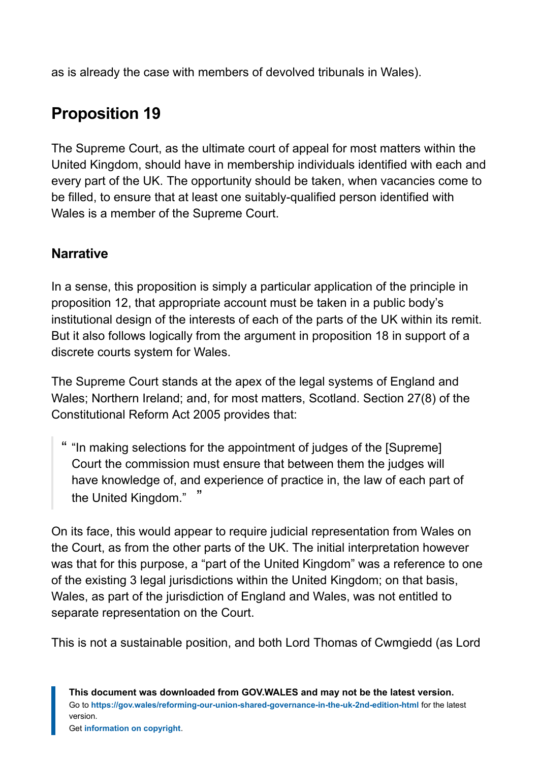as is already the case with members of devolved tribunals in Wales).

## Proposition 19

The Supreme Court, as the ultimate court of appeal for most matters within the United Kingdom, should have in membership individuals identified with each and every part of the UK. The opportunity should be taken, when vacancies come to be filled, to ensure that at least one suitably-qualified person identified with Wales is a member of the Supreme Court.

### Narrative

In a sense, this proposition is simply a particular application of the principle in proposition 12, that appropriate account must be taken in a public body's institutional design of the interests of each of the parts of the UK within its remit. But it also follows logically from the argument in proposition 18 in support of a discrete courts system for Wales.

The Supreme Court stands at the apex of the legal systems of England and Wales; Northern Ireland; and, for most matters, Scotland. Section 27(8) of the Constitutional Reform Act 2005 provides that:

> "In making selections for the appointment of judges of the [Supreme] Court the commission must ensure that between them the judges will have knowledge of, and experience of practice in, the law of each part of the United Kingdom."

On its face, this would appear to require judicial representation from Wales on the Court, as from the other parts of the UK. The initial interpretation however was that for this purpose, a "part of the United Kingdom" was a reference to one of the existing 3 legal jurisdictions within the United Kingdom; on that basis, Wales, as part of the jurisdiction of England and Wales, was not entitled to separate representation on the Court.

This is not a sustainable position, and both Lord Thomas of Cwmgiedd (as Lord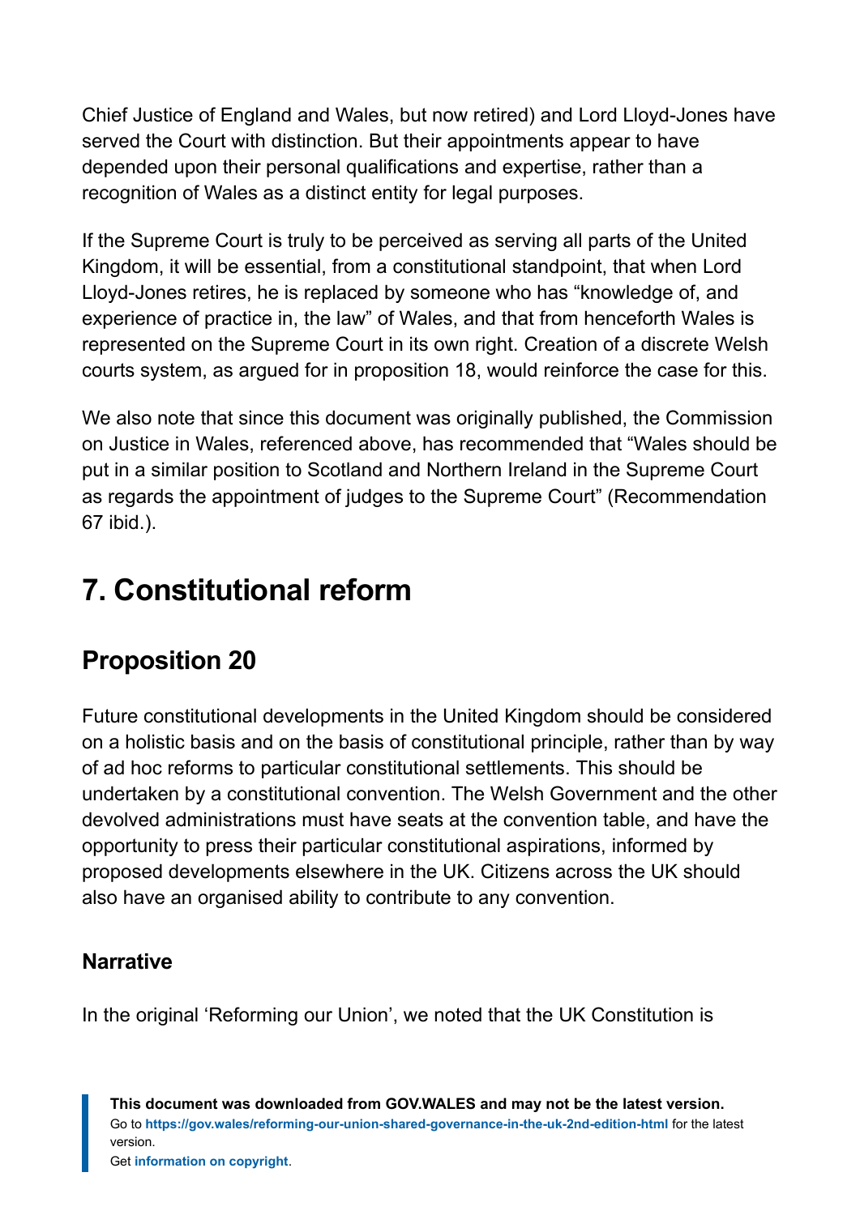Chief Justice of England and Wales, but now retired) and Lord Lloyd-Jones have served the Court with distinction. But their appointments appear to have depended upon their personal qualifications and expertise, rather than a recognition of Wales as a distinct entity for legal purposes.

If the Supreme Court is truly to be perceived as serving all parts of the United Kingdom, it will be essential, from a constitutional standpoint, that when Lord Lloyd-Jones retires, he is replaced by someone who has "knowledge of, and experience of practice in, the law" of Wales, and that from henceforth Wales is represented on the Supreme Court in its own right. Creation of a discrete Welsh courts system, as argued for in proposition 18, would reinforce the case for this.

We also note that since this document was originally published, the Commission on Justice in Wales, referenced above, has recommended that "Wales should be put in a similar position to Scotland and Northern Ireland in the Supreme Court as regards the appointment of judges to the Supreme Court" (Recommendation 67 ibid.).

# 7. Constitutional reform

## Proposition 20

Future constitutional developments in the United Kingdom should be considered on a holistic basis and on the basis of constitutional principle, rather than by way of ad hoc reforms to particular constitutional settlements. This should be undertaken by a constitutional convention. The Welsh Government and the other devolved administrations must have seats at the convention table, and have the opportunity to press their particular constitutional aspirations, informed by proposed developments elsewhere in the UK. Citizens across the UK should also have an organised ability to contribute to any convention.

### Narrative

In the original 'Reforming our Union', we noted that the UK Constitution is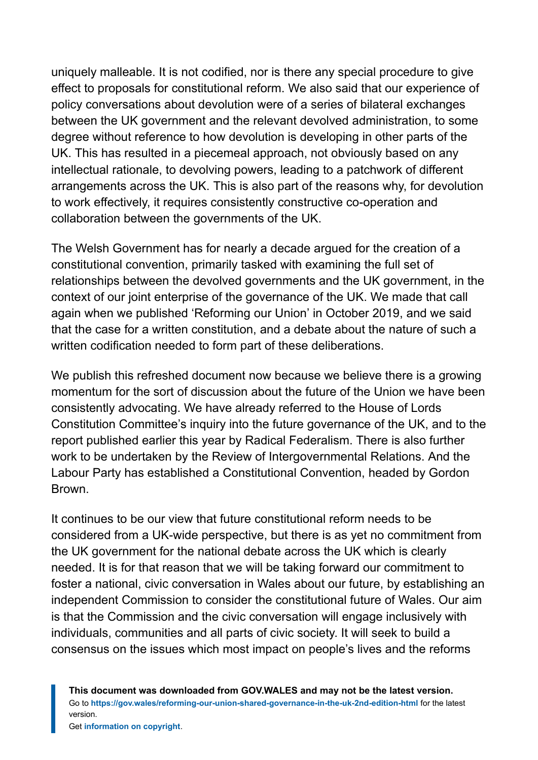uniquely malleable. It is not codified, nor is there any special procedure to give effect to proposals for constitutional reform. We also said that our experience of policy conversations about devolution were of a series of bilateral exchanges between the UK government and the relevant devolved administration, to some degree without reference to how devolution is developing in other parts of the UK. This has resulted in a piecemeal approach, not obviously based on any intellectual rationale, to devolving powers, leading to a patchwork of different arrangements across the UK. This is also part of the reasons why, for devolution to work effectively, it requires consistently constructive co-operation and collaboration between the governments of the UK.

The Welsh Government has for nearly a decade argued for the creation of a constitutional convention, primarily tasked with examining the full set of relationships between the devolved governments and the UK government, in the context of our joint enterprise of the governance of the UK. We made that call again when we published 'Reforming our Union' in October 2019, and we said that the case for a written constitution, and a debate about the nature of such a written codification needed to form part of these deliberations.

We publish this refreshed document now because we believe there is a growing momentum for the sort of discussion about the future of the Union we have been consistently advocating. We have already referred to the House of Lords Constitution Committee's inquiry into the future governance of the UK, and to the report published earlier this year by Radical Federalism. There is also further work to be undertaken by the Review of Intergovernmental Relations. And the Labour Party has established a Constitutional Convention, headed by Gordon Brown.

It continues to be our view that future constitutional reform needs to be considered from a UK-wide perspective, but there is as yet no commitment from the UK government for the national debate across the UK which is clearly needed. It is for that reason that we will be taking forward our commitment to foster a national, civic conversation in Wales about our future, by establishing an independent Commission to consider the constitutional future of Wales. Our aim is that the Commission and the civic conversation will engage inclusively with individuals, communities and all parts of civic society. It will seek to build a consensus on the issues which most impact on people's lives and the reforms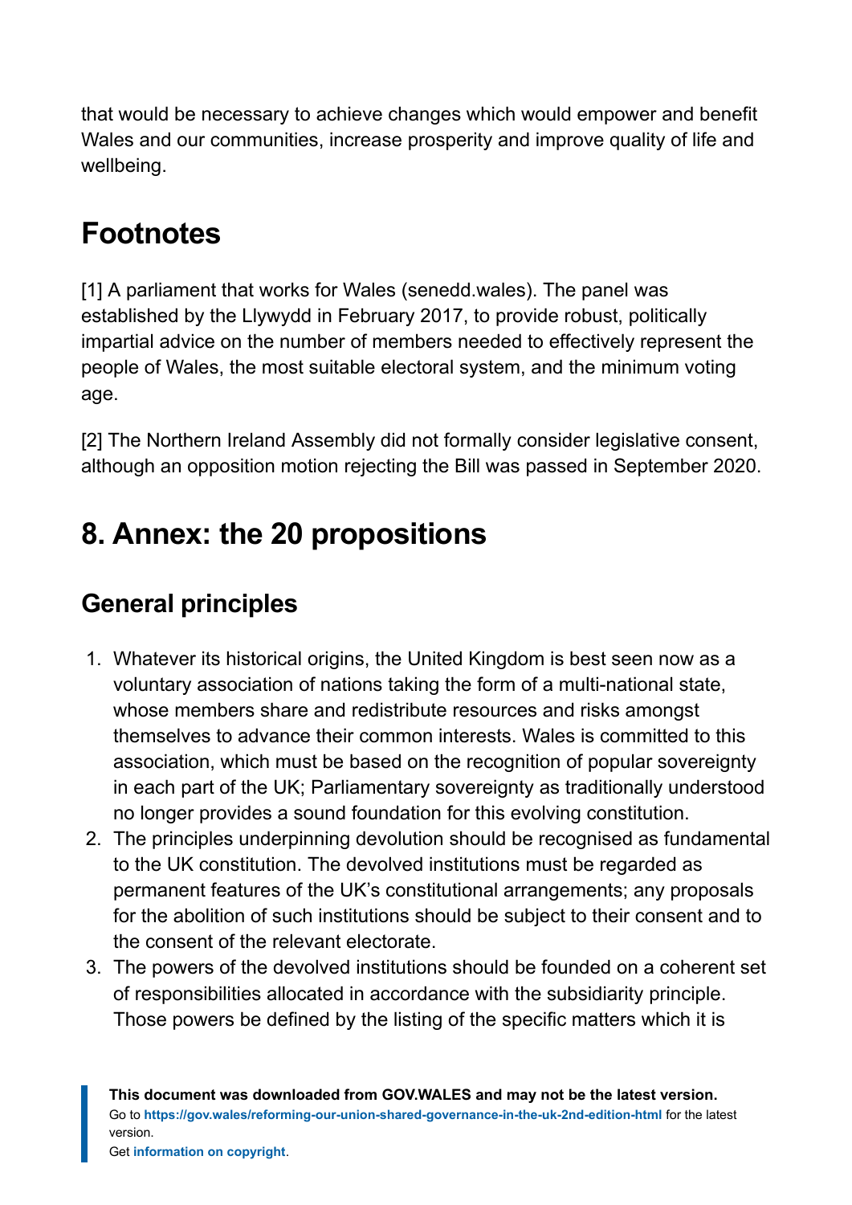that would be necessary to achieve changes which would empower and benefit Wales and our communities, increase prosperity and improve quality of life and wellbeing.

## Footnotes

[1] A parliament that works for Wales (senedd.wales). The panel was established by the Llywydd in February 2017, to provide robust, politically impartial advice on the number of members needed to effectively represent the people of Wales, the most suitable electoral system, and the minimum voting age.

[2] The Northern Ireland Assembly did not formally consider legislative consent, although an opposition motion rejecting the Bill was passed in September 2020.

## 8. Annex: the 20 propositions

### General principles

1. Whatever its historical origins, the United Kingdom is best seen now as a voluntary association of nations taking the form of a multi-national state, whose members share and redistribute resources and risks amongst themselves to advance their common interests. Wales is committed to this association, which must be based on the recognition of popular sovereignty in each part of the UK; Parliamentary sovereignty as traditionally understood no longer provides a sound foundation for this evolving constitution.
2. The principles underpinning devolution should be recognised as fundamental to the UK constitution. The devolved institutions must be regarded as permanent features of the UK's constitutional arrangements; any proposals for the abolition of such institutions should be subject to their consent and to the consent of the relevant electorate.
3. The powers of the devolved institutions should be founded on a coherent set of responsibilities allocated in accordance with the subsidiarity principle. Those powers be defined by the listing of the specific matters which it is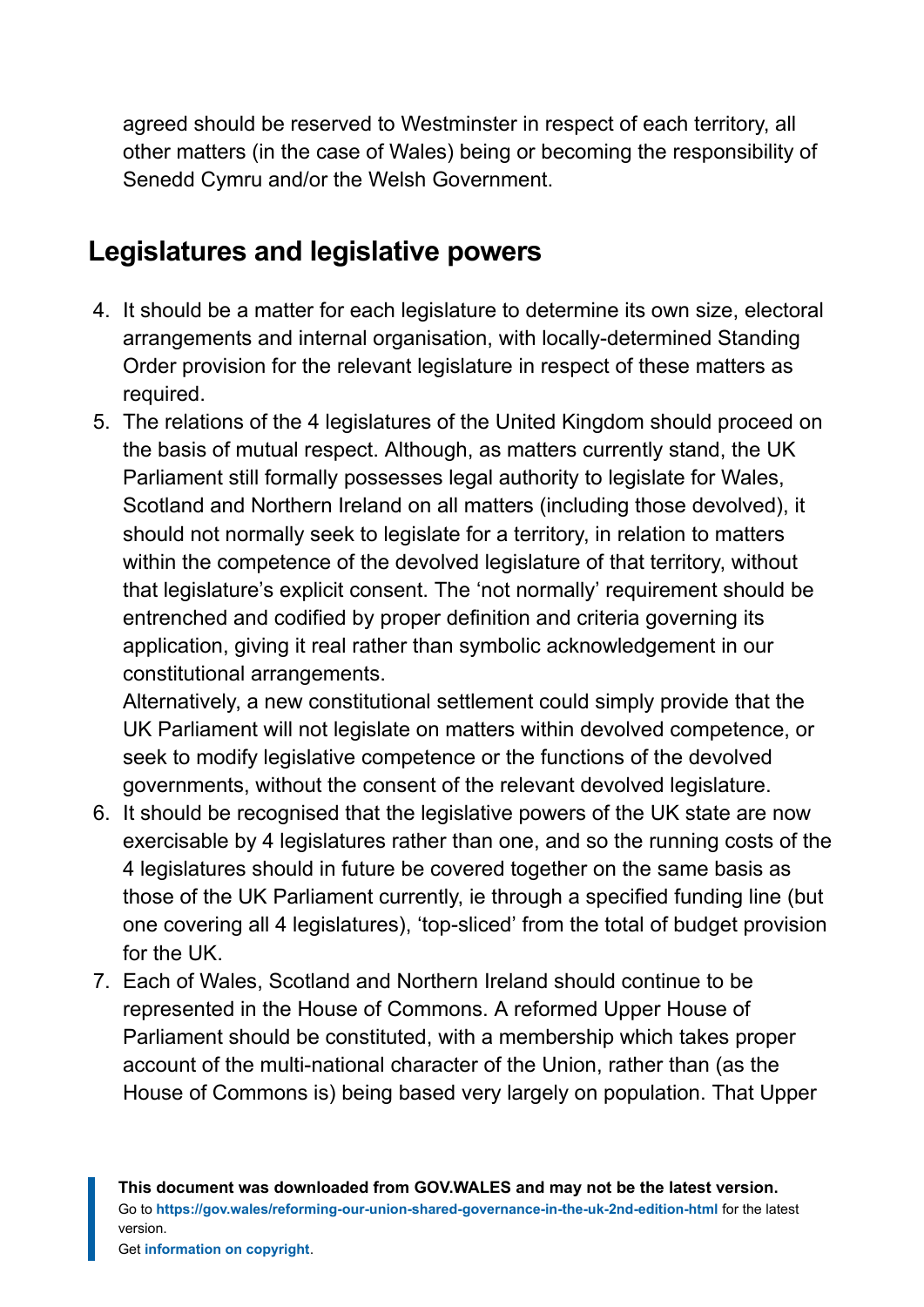agreed should be reserved to Westminster in respect of each territory, all other matters (in the case of Wales) being or becoming the responsibility of Senedd Cymru and/or the Welsh Government.

## Legislatures and legislative powers

4. It should be a matter for each legislature to determine its own size, electoral arrangements and internal organisation, with locally-determined Standing Order provision for the relevant legislature in respect of these matters as required.
5. The relations of the 4 legislatures of the United Kingdom should proceed on the basis of mutual respect. Although, as matters currently stand, the UK Parliament still formally possesses legal authority to legislate for Wales, Scotland and Northern Ireland on all matters (including those devolved), it should not normally seek to legislate for a territory, in relation to matters within the competence of the devolved legislature of that territory, without that legislature's explicit consent. The 'not normally' requirement should be entrenched and codified by proper definition and criteria governing its application, giving it real rather than symbolic acknowledgement in our constitutional arrangements.
   Alternatively, a new constitutional settlement could simply provide that the UK Parliament will not legislate on matters within devolved competence, or seek to modify legislative competence or the functions of the devolved governments, without the consent of the relevant devolved legislature.
6. It should be recognised that the legislative powers of the UK state are now exercisable by 4 legislatures rather than one, and so the running costs of the 4 legislatures should in future be covered together on the same basis as those of the UK Parliament currently, ie through a specified funding line (but one covering all 4 legislatures), 'top-sliced' from the total of budget provision for the UK.
7. Each of Wales, Scotland and Northern Ireland should continue to be represented in the House of Commons. A reformed Upper House of Parliament should be constituted, with a membership which takes proper account of the multi-national character of the Union, rather than (as the House of Commons is) being based very largely on population. That Upper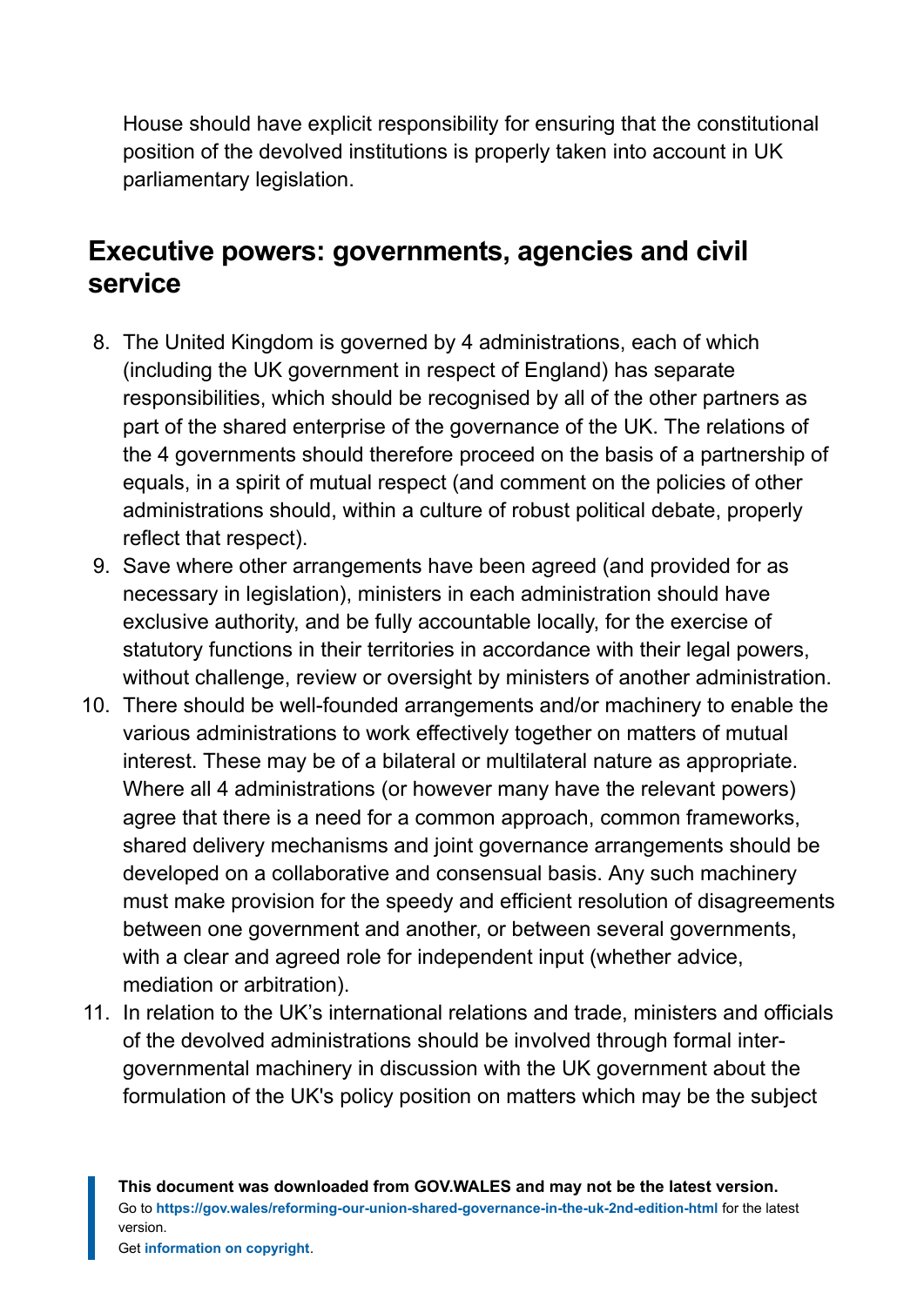House should have explicit responsibility for ensuring that the constitutional position of the devolved institutions is properly taken into account in UK parliamentary legislation.

## Executive powers: governments, agencies and civil service

8. The United Kingdom is governed by 4 administrations, each of which (including the UK government in respect of England) has separate responsibilities, which should be recognised by all of the other partners as part of the shared enterprise of the governance of the UK. The relations of the 4 governments should therefore proceed on the basis of a partnership of equals, in a spirit of mutual respect (and comment on the policies of other administrations should, within a culture of robust political debate, properly reflect that respect).
9. Save where other arrangements have been agreed (and provided for as necessary in legislation), ministers in each administration should have exclusive authority, and be fully accountable locally, for the exercise of statutory functions in their territories in accordance with their legal powers, without challenge, review or oversight by ministers of another administration.
10. There should be well-founded arrangements and/or machinery to enable the various administrations to work effectively together on matters of mutual interest. These may be of a bilateral or multilateral nature as appropriate. Where all 4 administrations (or however many have the relevant powers) agree that there is a need for a common approach, common frameworks, shared delivery mechanisms and joint governance arrangements should be developed on a collaborative and consensual basis. Any such machinery must make provision for the speedy and efficient resolution of disagreements between one government and another, or between several governments, with a clear and agreed role for independent input (whether advice, mediation or arbitration).
11. In relation to the UK's international relations and trade, ministers and officials of the devolved administrations should be involved through formal inter-governmental machinery in discussion with the UK government about the formulation of the UK's policy position on matters which may be the subject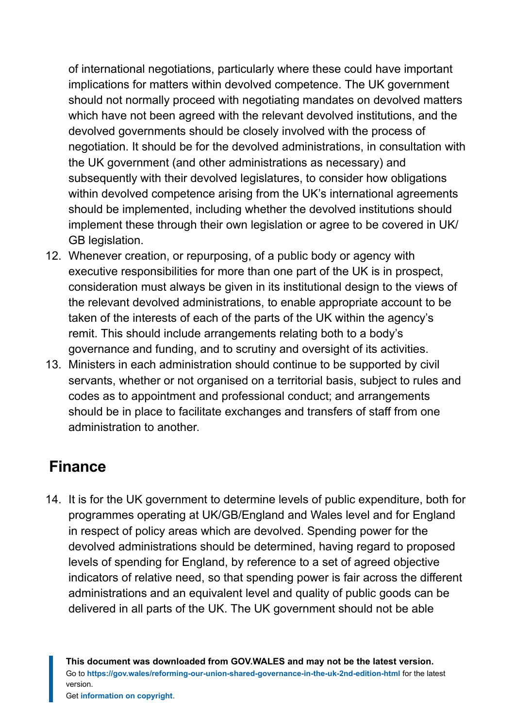of international negotiations, particularly where these could have important implications for matters within devolved competence. The UK government should not normally proceed with negotiating mandates on devolved matters which have not been agreed with the relevant devolved institutions, and the devolved governments should be closely involved with the process of negotiation. It should be for the devolved administrations, in consultation with the UK government (and other administrations as necessary) and subsequently with their devolved legislatures, to consider how obligations within devolved competence arising from the UK's international agreements should be implemented, including whether the devolved institutions should implement these through their own legislation or agree to be covered in UK/GB legislation.

12. Whenever creation, or repurposing, of a public body or agency with executive responsibilities for more than one part of the UK is in prospect, consideration must always be given in its institutional design to the views of the relevant devolved administrations, to enable appropriate account to be taken of the interests of each of the parts of the UK within the agency's remit. This should include arrangements relating both to a body's governance and funding, and to scrutiny and oversight of its activities.
13. Ministers in each administration should continue to be supported by civil servants, whether or not organised on a territorial basis, subject to rules and codes as to appointment and professional conduct; and arrangements should be in place to facilitate exchanges and transfers of staff from one administration to another.

## Finance

14. It is for the UK government to determine levels of public expenditure, both for programmes operating at UK/GB/England and Wales level and for England in respect of policy areas which are devolved. Spending power for the devolved administrations should be determined, having regard to proposed levels of spending for England, by reference to a set of agreed objective indicators of relative need, so that spending power is fair across the different administrations and an equivalent level and quality of public goods can be delivered in all parts of the UK. The UK government should not be able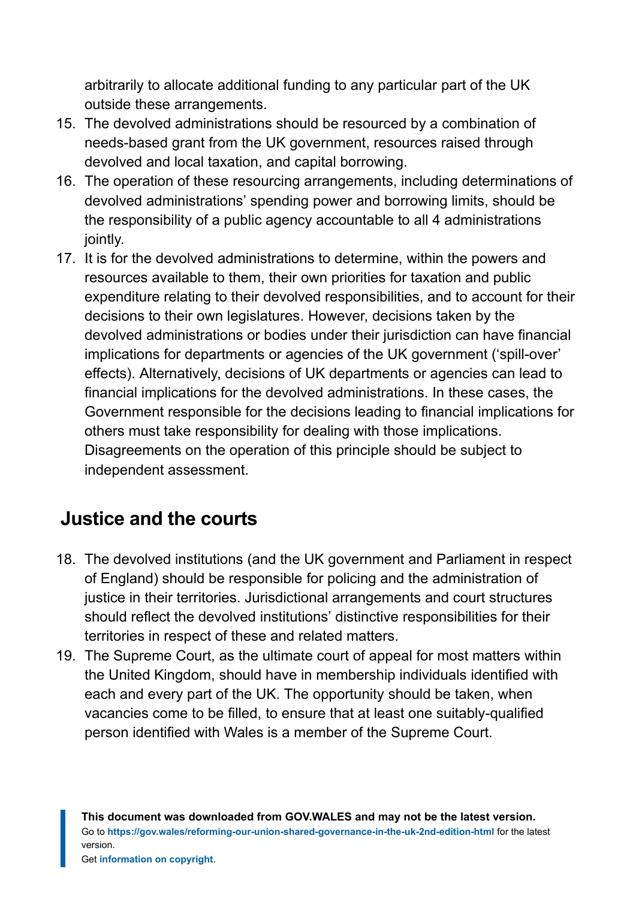arbitrarily to allocate additional funding to any particular part of the UK outside these arrangements.

15. The devolved administrations should be resourced by a combination of needs-based grant from the UK government, resources raised through devolved and local taxation, and capital borrowing.
16. The operation of these resourcing arrangements, including determinations of devolved administrations' spending power and borrowing limits, should be the responsibility of a public agency accountable to all 4 administrations jointly.
17. It is for the devolved administrations to determine, within the powers and resources available to them, their own priorities for taxation and public expenditure relating to their devolved responsibilities, and to account for their decisions to their own legislatures. However, decisions taken by the devolved administrations or bodies under their jurisdiction can have financial implications for departments or agencies of the UK government ('spill-over' effects). Alternatively, decisions of UK departments or agencies can lead to financial implications for the devolved administrations. In these cases, the Government responsible for the decisions leading to financial implications for others must take responsibility for dealing with those implications. Disagreements on the operation of this principle should be subject to independent assessment.

## Justice and the courts

18. The devolved institutions (and the UK government and Parliament in respect of England) should be responsible for policing and the administration of justice in their territories. Jurisdictional arrangements and court structures should reflect the devolved institutions' distinctive responsibilities for their territories in respect of these and related matters.
19. The Supreme Court, as the ultimate court of appeal for most matters within the United Kingdom, should have in membership individuals identified with each and every part of the UK. The opportunity should be taken, when vacancies come to be filled, to ensure that at least one suitably-qualified person identified with Wales is a member of the Supreme Court.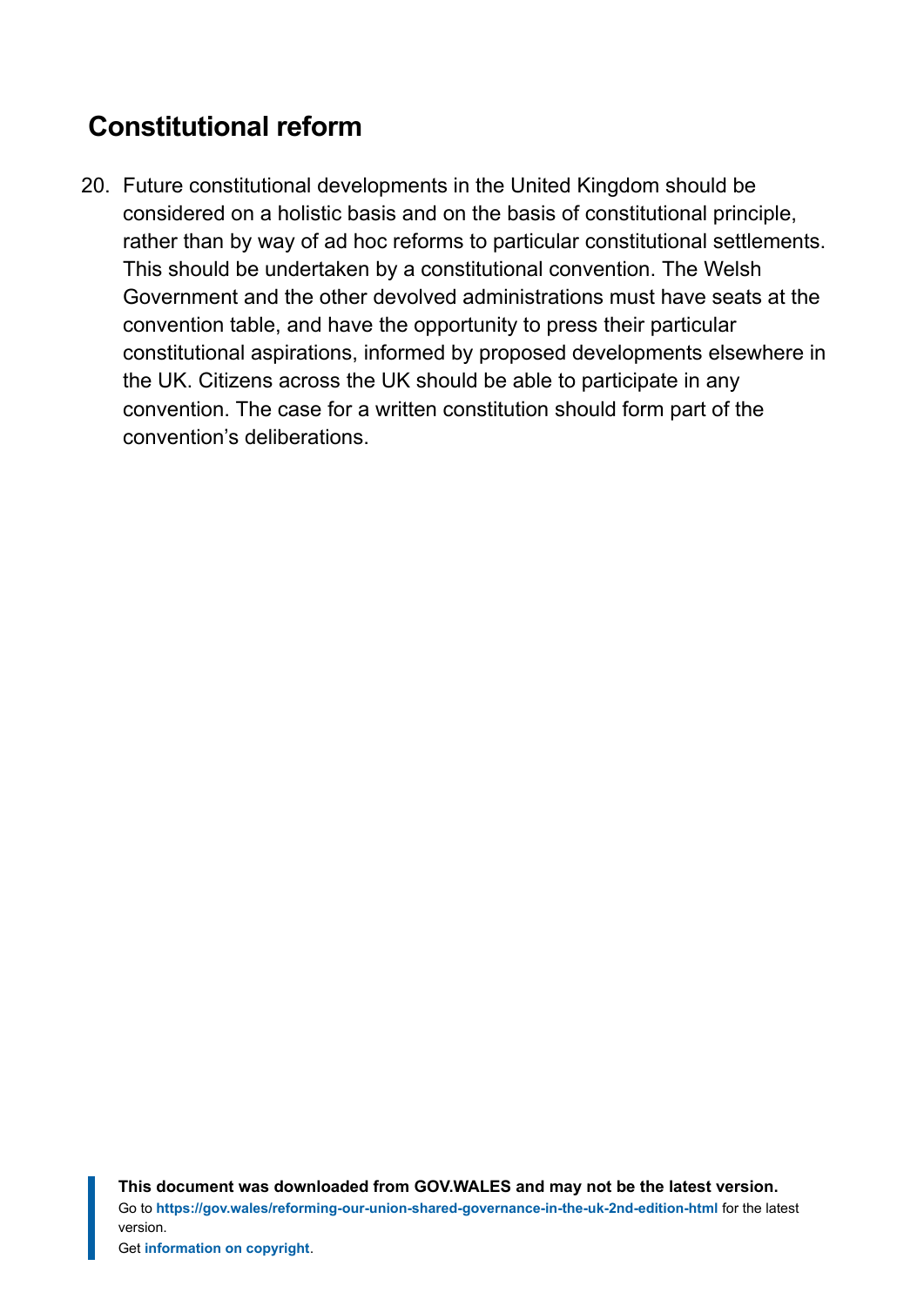## Constitutional reform

20. Future constitutional developments in the United Kingdom should be considered on a holistic basis and on the basis of constitutional principle, rather than by way of ad hoc reforms to particular constitutional settlements. This should be undertaken by a constitutional convention. The Welsh Government and the other devolved administrations must have seats at the convention table, and have the opportunity to press their particular constitutional aspirations, informed by proposed developments elsewhere in the UK. Citizens across the UK should be able to participate in any convention. The case for a written constitution should form part of the convention's deliberations.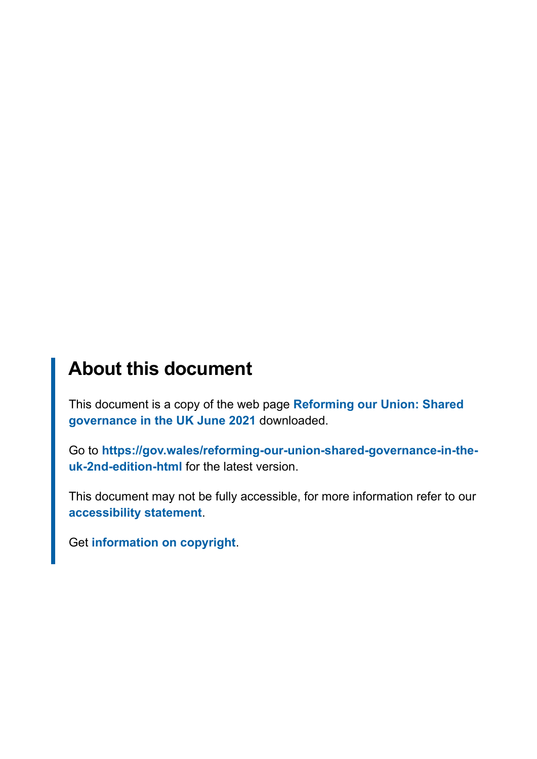## About this document

This document is a copy of the web page **Reforming our Union: Shared governance in the UK June 2021** downloaded.

Go to **https://gov.wales/reforming-our-union-shared-governance-in-the-uk-2nd-edition-html** for the latest version.

This document may not be fully accessible, for more information refer to our **accessibility statement**.

Get **information on copyright**.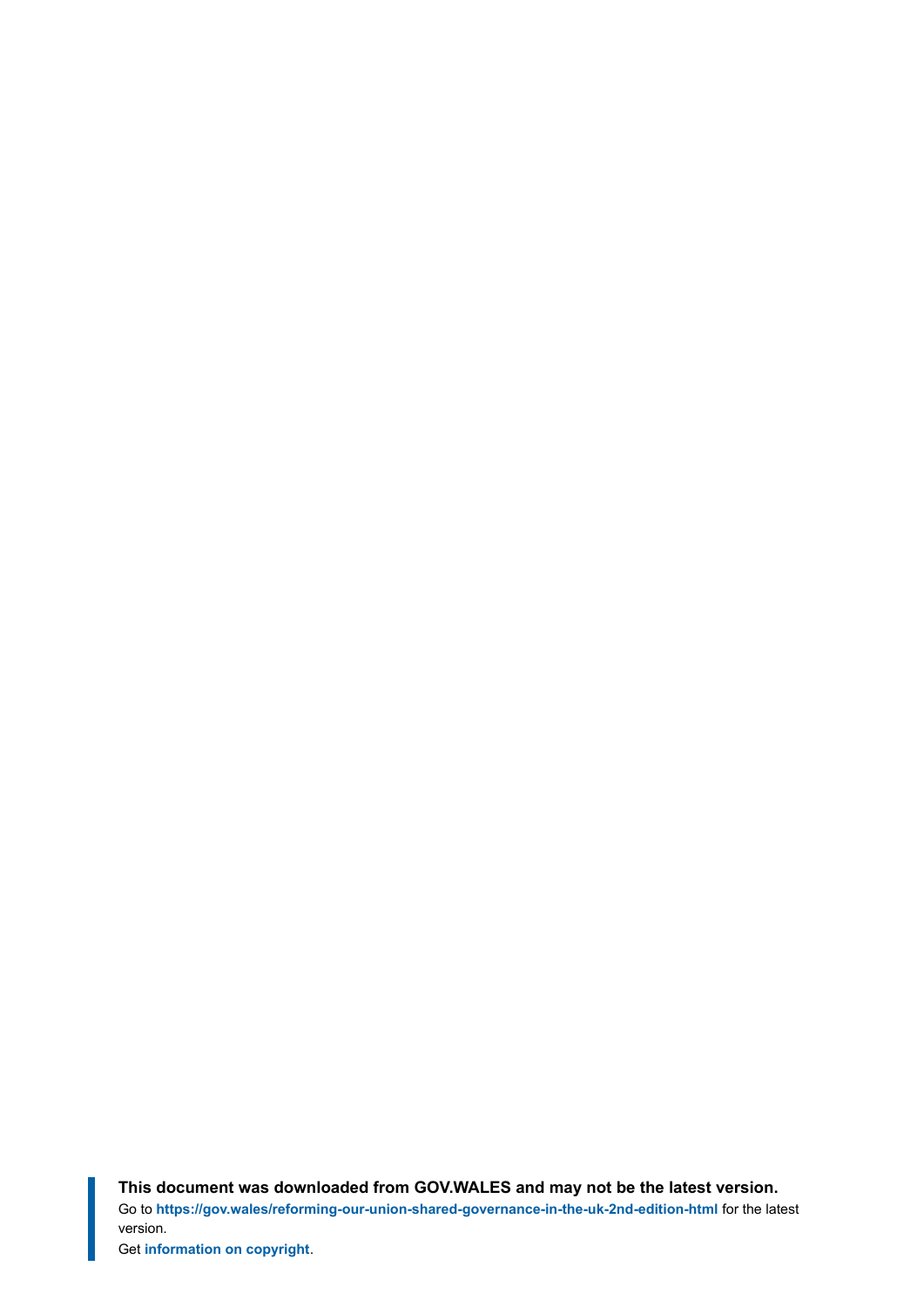**This document was downloaded from GOV.WALES and may not be the latest version.**

Go to **https://gov.wales/reforming-our-union-shared-governance-in-the-uk-2nd-edition-html** for the latest version.

Get **information on copyright**.